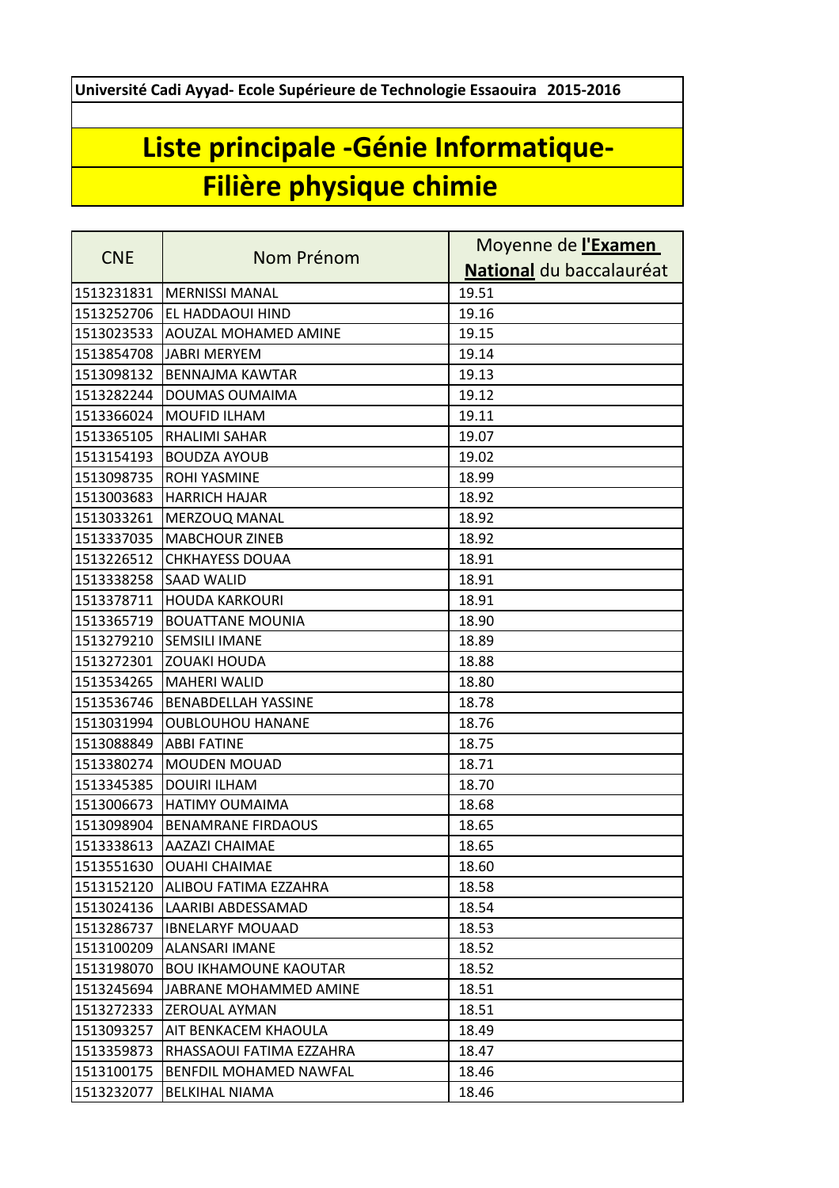**Université Cadi Ayyad- Ecole Supérieure de Technologie Essaouira 2015-2016**

# Liste principale -Génie Informatique-
# Filière physique chimie

| CNE | Nom Prénom | Moyenne de **l'Examen National** du baccalauréat |
|---|---|---|
| 1513231831 | MERNISSI MANAL | 19.51 |
| 1513252706 | EL HADDAOUI HIND | 19.16 |
| 1513023533 | AOUZAL MOHAMED AMINE | 19.15 |
| 1513854708 | JABRI MERYEM | 19.14 |
| 1513098132 | BENNAJMA KAWTAR | 19.13 |
| 1513282244 | DOUMAS OUMAIMA | 19.12 |
| 1513366024 | MOUFID ILHAM | 19.11 |
| 1513365105 | RHALIMI SAHAR | 19.07 |
| 1513154193 | BOUDZA AYOUB | 19.02 |
| 1513098735 | ROHI YASMINE | 18.99 |
| 1513003683 | HARRICH HAJAR | 18.92 |
| 1513033261 | MERZOUQ MANAL | 18.92 |
| 1513337035 | MABCHOUR ZINEB | 18.92 |
| 1513226512 | CHKHAYESS DOUAA | 18.91 |
| 1513338258 | SAAD WALID | 18.91 |
| 1513378711 | HOUDA KARKOURI | 18.91 |
| 1513365719 | BOUATTANE MOUNIA | 18.90 |
| 1513279210 | SEMSILI IMANE | 18.89 |
| 1513272301 | ZOUAKI HOUDA | 18.88 |
| 1513534265 | MAHERI WALID | 18.80 |
| 1513536746 | BENABDELLAH YASSINE | 18.78 |
| 1513031994 | OUBLOUHOU HANANE | 18.76 |
| 1513088849 | ABBI FATINE | 18.75 |
| 1513380274 | MOUDEN MOUAD | 18.71 |
| 1513345385 | DOUIRI ILHAM | 18.70 |
| 1513006673 | HATIMY OUMAIMA | 18.68 |
| 1513098904 | BENAMRANE FIRDAOUS | 18.65 |
| 1513338613 | AAZAZI CHAIMAE | 18.65 |
| 1513551630 | OUAHI CHAIMAE | 18.60 |
| 1513152120 | ALIBOU FATIMA EZZAHRA | 18.58 |
| 1513024136 | LAARIBI ABDESSAMAD | 18.54 |
| 1513286737 | IBNELARYF MOUAAD | 18.53 |
| 1513100209 | ALANSARI IMANE | 18.52 |
| 1513198070 | BOU IKHAMOUNE KAOUTAR | 18.52 |
| 1513245694 | JABRANE MOHAMMED AMINE | 18.51 |
| 1513272333 | ZEROUAL AYMAN | 18.51 |
| 1513093257 | AIT BENKACEM KHAOULA | 18.49 |
| 1513359873 | RHASSAOUI FATIMA EZZAHRA | 18.47 |
| 1513100175 | BENFDIL MOHAMED NAWFAL | 18.46 |
| 1513232077 | BELKIHAL NIAMA | 18.46 |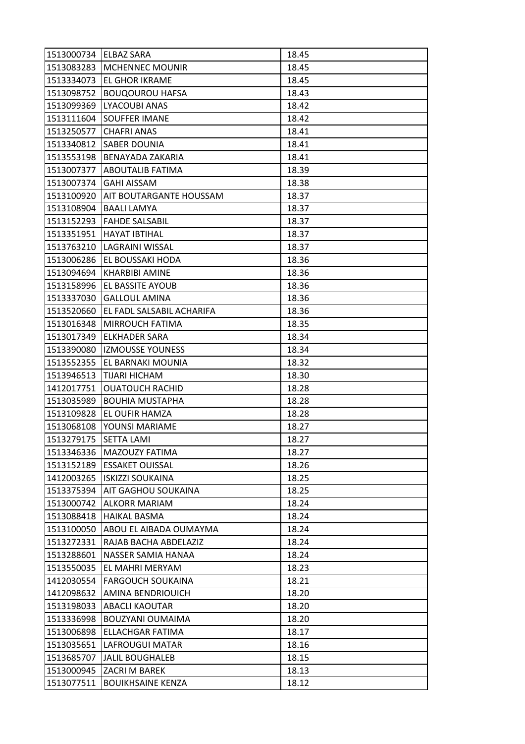| 1513000734 | ELBAZ SARA | 18.45 |
|---|---|---|
| 1513083283 | MCHENNEC MOUNIR | 18.45 |
| 1513334073 | EL GHOR IKRAME | 18.45 |
| 1513098752 | BOUQOUROU HAFSA | 18.43 |
| 1513099369 | LYACOUBI ANAS | 18.42 |
| 1513111604 | SOUFFER IMANE | 18.42 |
| 1513250577 | CHAFRI ANAS | 18.41 |
| 1513340812 | SABER DOUNIA | 18.41 |
| 1513553198 | BENAYADA ZAKARIA | 18.41 |
| 1513007377 | ABOUTALIB FATIMA | 18.39 |
| 1513007374 | GAHI AISSAM | 18.38 |
| 1513100920 | AIT BOUTARGANTE HOUSSAM | 18.37 |
| 1513108904 | BAALI LAMYA | 18.37 |
| 1513152293 | FAHDE SALSABIL | 18.37 |
| 1513351951 | HAYAT IBTIHAL | 18.37 |
| 1513763210 | LAGRAINI WISSAL | 18.37 |
| 1513006286 | EL BOUSSAKI HODA | 18.36 |
| 1513094694 | KHARBIBI AMINE | 18.36 |
| 1513158996 | EL BASSITE AYOUB | 18.36 |
| 1513337030 | GALLOUL AMINA | 18.36 |
| 1513520660 | EL FADL SALSABIL ACHARIFA | 18.36 |
| 1513016348 | MIRROUCH FATIMA | 18.35 |
| 1513017349 | ELKHADER SARA | 18.34 |
| 1513390080 | IZMOUSSE YOUNESS | 18.34 |
| 1513552355 | EL BARNAKI MOUNIA | 18.32 |
| 1513946513 | TIJARI HICHAM | 18.30 |
| 1412017751 | OUATOUCH RACHID | 18.28 |
| 1513035989 | BOUHIA MUSTAPHA | 18.28 |
| 1513109828 | EL OUFIR HAMZA | 18.28 |
| 1513068108 | YOUNSI MARIAME | 18.27 |
| 1513279175 | SETTA LAMI | 18.27 |
| 1513346336 | MAZOUZY FATIMA | 18.27 |
| 1513152189 | ESSAKET OUISSAL | 18.26 |
| 1412003265 | ISKIZZI SOUKAINA | 18.25 |
| 1513375394 | AIT GAGHOU SOUKAINA | 18.25 |
| 1513000742 | ALKORR MARIAM | 18.24 |
| 1513088418 | HAIKAL BASMA | 18.24 |
| 1513100050 | ABOU EL AIBADA OUMAYMA | 18.24 |
| 1513272331 | RAJAB BACHA ABDELAZIZ | 18.24 |
| 1513288601 | NASSER SAMIA HANAA | 18.24 |
| 1513550035 | EL MAHRI MERYAM | 18.23 |
| 1412030554 | FARGOUCH SOUKAINA | 18.21 |
| 1412098632 | AMINA BENDRIOUICH | 18.20 |
| 1513198033 | ABACLI KAOUTAR | 18.20 |
| 1513336998 | BOUZYANI OUMAIMA | 18.20 |
| 1513006898 | ELLACHGAR FATIMA | 18.17 |
| 1513035651 | LAFROUGUI MATAR | 18.16 |
| 1513685707 | JALIL BOUGHALEB | 18.15 |
| 1513000945 | ZACRI M BAREK | 18.13 |
| 1513077511 | BOUIKHSAINE KENZA | 18.12 |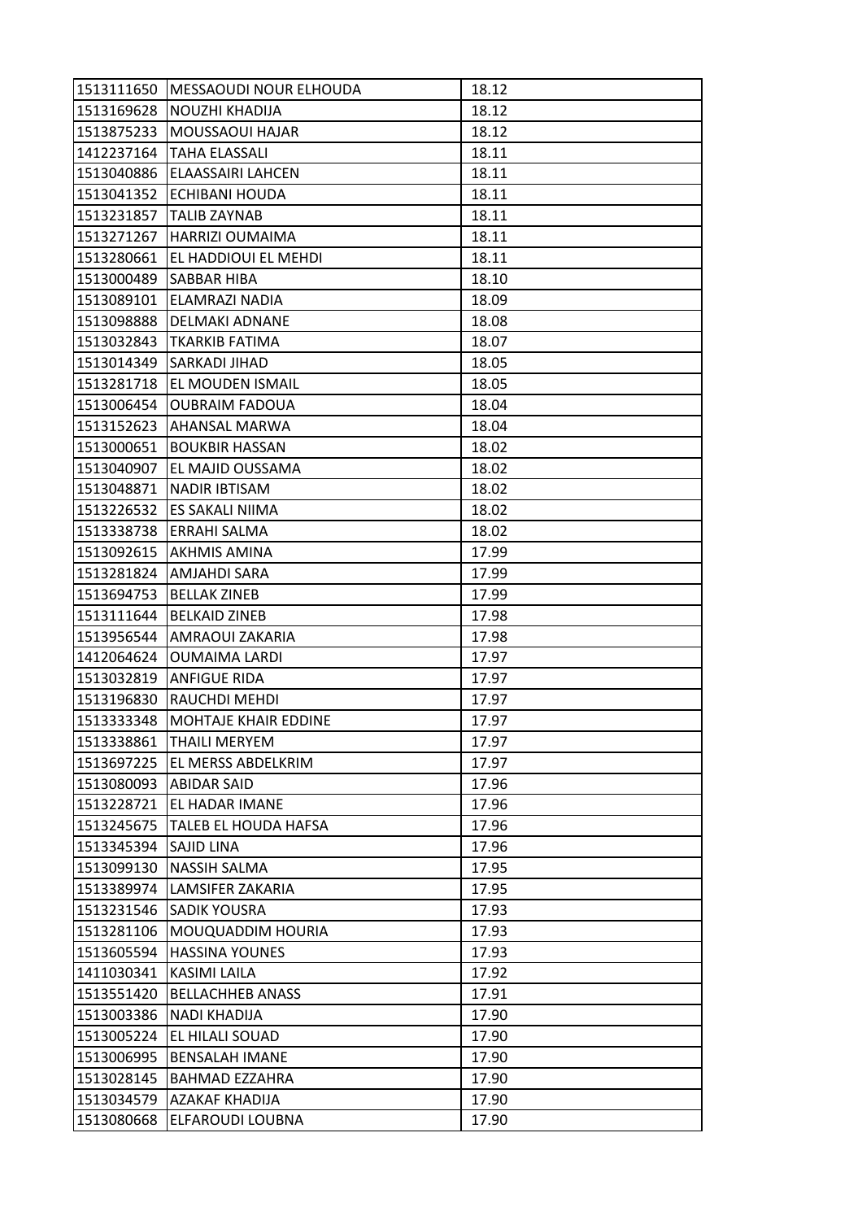| | | |
|---|---|---|
| 1513111650 | MESSAOUDI NOUR ELHOUDA | 18.12 |
| 1513169628 | NOUZHI KHADIJA | 18.12 |
| 1513875233 | MOUSSAOUI HAJAR | 18.12 |
| 1412237164 | TAHA ELASSALI | 18.11 |
| 1513040886 | ELAASSAIRI LAHCEN | 18.11 |
| 1513041352 | ECHIBANI HOUDA | 18.11 |
| 1513231857 | TALIB ZAYNAB | 18.11 |
| 1513271267 | HARRIZI OUMAIMA | 18.11 |
| 1513280661 | EL HADDIOUI EL MEHDI | 18.11 |
| 1513000489 | SABBAR HIBA | 18.10 |
| 1513089101 | ELAMRAZI NADIA | 18.09 |
| 1513098888 | DELMAKI ADNANE | 18.08 |
| 1513032843 | TKARKIB FATIMA | 18.07 |
| 1513014349 | SARKADI JIHAD | 18.05 |
| 1513281718 | EL MOUDEN ISMAIL | 18.05 |
| 1513006454 | OUBRAIM FADOUA | 18.04 |
| 1513152623 | AHANSAL MARWA | 18.04 |
| 1513000651 | BOUKBIR HASSAN | 18.02 |
| 1513040907 | EL MAJID OUSSAMA | 18.02 |
| 1513048871 | NADIR IBTISAM | 18.02 |
| 1513226532 | ES SAKALI NIIMA | 18.02 |
| 1513338738 | ERRAHI SALMA | 18.02 |
| 1513092615 | AKHMIS AMINA | 17.99 |
| 1513281824 | AMJAHDI SARA | 17.99 |
| 1513694753 | BELLAK ZINEB | 17.99 |
| 1513111644 | BELKAID ZINEB | 17.98 |
| 1513956544 | AMRAOUI ZAKARIA | 17.98 |
| 1412064624 | OUMAIMA LARDI | 17.97 |
| 1513032819 | ANFIGUE RIDA | 17.97 |
| 1513196830 | RAUCHDI MEHDI | 17.97 |
| 1513333348 | MOHTAJE KHAIR EDDINE | 17.97 |
| 1513338861 | THAILI MERYEM | 17.97 |
| 1513697225 | EL MERSS ABDELKRIM | 17.97 |
| 1513080093 | ABIDAR SAID | 17.96 |
| 1513228721 | EL HADAR IMANE | 17.96 |
| 1513245675 | TALEB EL HOUDA HAFSA | 17.96 |
| 1513345394 | SAJID LINA | 17.96 |
| 1513099130 | NASSIH SALMA | 17.95 |
| 1513389974 | LAMSIFER ZAKARIA | 17.95 |
| 1513231546 | SADIK YOUSRA | 17.93 |
| 1513281106 | MOUQUADDIM HOURIA | 17.93 |
| 1513605594 | HASSINA YOUNES | 17.93 |
| 1411030341 | KASIMI LAILA | 17.92 |
| 1513551420 | BELLACHHEB ANASS | 17.91 |
| 1513003386 | NADI KHADIJA | 17.90 |
| 1513005224 | EL HILALI SOUAD | 17.90 |
| 1513006995 | BENSALAH IMANE | 17.90 |
| 1513028145 | BAHMAD EZZAHRA | 17.90 |
| 1513034579 | AZAKAF KHADIJA | 17.90 |
| 1513080668 | ELFAROUDI LOUBNA | 17.90 |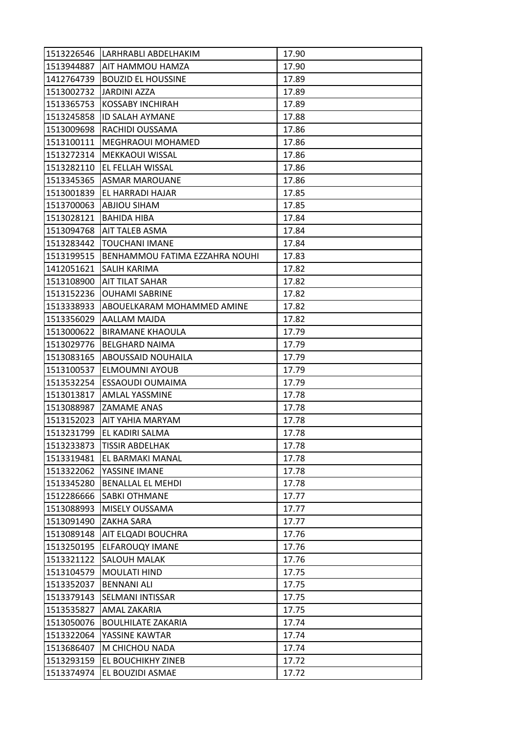| | | |
|---|---|---|
| 1513226546 | LARHRABLI ABDELHAKIM | 17.90 |
| 1513944887 | AIT HAMMOU HAMZA | 17.90 |
| 1412764739 | BOUZID EL HOUSSINE | 17.89 |
| 1513002732 | JARDINI AZZA | 17.89 |
| 1513365753 | KOSSABY INCHIRAH | 17.89 |
| 1513245858 | ID SALAH AYMANE | 17.88 |
| 1513009698 | RACHIDI OUSSAMA | 17.86 |
| 1513100111 | MEGHRAOUI MOHAMED | 17.86 |
| 1513272314 | MEKKAOUI WISSAL | 17.86 |
| 1513282110 | EL FELLAH WISSAL | 17.86 |
| 1513345365 | ASMAR MAROUANE | 17.86 |
| 1513001839 | EL HARRADI HAJAR | 17.85 |
| 1513700063 | ABJIOU SIHAM | 17.85 |
| 1513028121 | BAHIDA HIBA | 17.84 |
| 1513094768 | AIT TALEB ASMA | 17.84 |
| 1513283442 | TOUCHANI IMANE | 17.84 |
| 1513199515 | BENHAMMOU FATIMA EZZAHRA NOUHI | 17.83 |
| 1412051621 | SALIH KARIMA | 17.82 |
| 1513108900 | AIT TILAT SAHAR | 17.82 |
| 1513152236 | OUHAMI SABRINE | 17.82 |
| 1513338933 | ABOUELKARAM MOHAMMED AMINE | 17.82 |
| 1513356029 | AALLAM MAJDA | 17.82 |
| 1513000622 | BIRAMANE KHAOULA | 17.79 |
| 1513029776 | BELGHARD NAIMA | 17.79 |
| 1513083165 | ABOUSSAID NOUHAILA | 17.79 |
| 1513100537 | ELMOUMNI AYOUB | 17.79 |
| 1513532254 | ESSAOUDI OUMAIMA | 17.79 |
| 1513013817 | AMLAL YASSMINE | 17.78 |
| 1513088987 | ZAMAME ANAS | 17.78 |
| 1513152023 | AIT YAHIA MARYAM | 17.78 |
| 1513231799 | EL KADIRI SALMA | 17.78 |
| 1513233873 | TISSIR ABDELHAK | 17.78 |
| 1513319481 | EL BARMAKI MANAL | 17.78 |
| 1513322062 | YASSINE IMANE | 17.78 |
| 1513345280 | BENALLAL EL MEHDI | 17.78 |
| 1512286666 | SABKI OTHMANE | 17.77 |
| 1513088993 | MISELY OUSSAMA | 17.77 |
| 1513091490 | ZAKHA SARA | 17.77 |
| 1513089148 | AIT ELQADI BOUCHRA | 17.76 |
| 1513250195 | ELFAROUQY IMANE | 17.76 |
| 1513321122 | SALOUH MALAK | 17.76 |
| 1513104579 | MOULATI HIND | 17.75 |
| 1513352037 | BENNANI ALI | 17.75 |
| 1513379143 | SELMANI INTISSAR | 17.75 |
| 1513535827 | AMAL ZAKARIA | 17.75 |
| 1513050076 | BOULHILATE ZAKARIA | 17.74 |
| 1513322064 | YASSINE KAWTAR | 17.74 |
| 1513686407 | M CHICHOU NADA | 17.74 |
| 1513293159 | EL BOUCHIKHY ZINEB | 17.72 |
| 1513374974 | EL BOUZIDI ASMAE | 17.72 |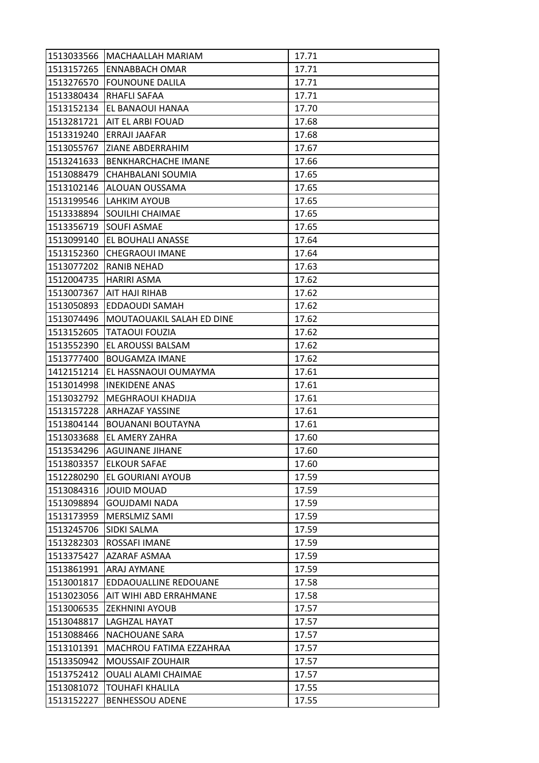| | | |
|---|---|---|
| 1513033566 | MACHAALLAH MARIAM | 17.71 |
| 1513157265 | ENNABBACH OMAR | 17.71 |
| 1513276570 | FOUNOUNE DALILA | 17.71 |
| 1513380434 | RHAFLI SAFAA | 17.71 |
| 1513152134 | EL BANAOUI HANAA | 17.70 |
| 1513281721 | AIT EL ARBI FOUAD | 17.68 |
| 1513319240 | ERRAJI JAAFAR | 17.68 |
| 1513055767 | ZIANE ABDERRAHIM | 17.67 |
| 1513241633 | BENKHARCHACHE IMANE | 17.66 |
| 1513088479 | CHAHBALANI SOUMIA | 17.65 |
| 1513102146 | ALOUAN OUSSAMA | 17.65 |
| 1513199546 | LAHKIM AYOUB | 17.65 |
| 1513338894 | SOUILHI CHAIMAE | 17.65 |
| 1513356719 | SOUFI ASMAE | 17.65 |
| 1513099140 | EL BOUHALI ANASSE | 17.64 |
| 1513152360 | CHEGRAOUI IMANE | 17.64 |
| 1513077202 | RANIB NEHAD | 17.63 |
| 1512004735 | HARIRI ASMA | 17.62 |
| 1513007367 | AIT HAJI RIHAB | 17.62 |
| 1513050893 | EDDAOUDI SAMAH | 17.62 |
| 1513074496 | MOUTAOUAKIL SALAH ED DINE | 17.62 |
| 1513152605 | TATAOUI FOUZIA | 17.62 |
| 1513552390 | EL AROUSSI BALSAM | 17.62 |
| 1513777400 | BOUGAMZA IMANE | 17.62 |
| 1412151214 | EL HASSNAOUI OUMAYMA | 17.61 |
| 1513014998 | INEKIDENE ANAS | 17.61 |
| 1513032792 | MEGHRAOUI KHADIJA | 17.61 |
| 1513157228 | ARHAZAF YASSINE | 17.61 |
| 1513804144 | BOUANANI BOUTAYNA | 17.61 |
| 1513033688 | EL AMERY ZAHRA | 17.60 |
| 1513534296 | AGUINANE JIHANE | 17.60 |
| 1513803357 | ELKOUR SAFAE | 17.60 |
| 1512280290 | EL GOURIANI AYOUB | 17.59 |
| 1513084316 | JOUID MOUAD | 17.59 |
| 1513098894 | GOUJDAMI NADA | 17.59 |
| 1513173959 | MERSLMIZ SAMI | 17.59 |
| 1513245706 | SIDKI SALMA | 17.59 |
| 1513282303 | ROSSAFI IMANE | 17.59 |
| 1513375427 | AZARAF ASMAA | 17.59 |
| 1513861991 | ARAJ AYMANE | 17.59 |
| 1513001817 | EDDAOUALLINE REDOUANE | 17.58 |
| 1513023056 | AIT WIHI ABD ERRAHMANE | 17.58 |
| 1513006535 | ZEKHNINI AYOUB | 17.57 |
| 1513048817 | LAGHZAL HAYAT | 17.57 |
| 1513088466 | NACHOUANE SARA | 17.57 |
| 1513101391 | MACHROU FATIMA EZZAHRAA | 17.57 |
| 1513350942 | MOUSSAIF ZOUHAIR | 17.57 |
| 1513752412 | OUALI ALAMI CHAIMAE | 17.57 |
| 1513081072 | TOUHAFI KHALILA | 17.55 |
| 1513152227 | BENHESSOU ADENE | 17.55 |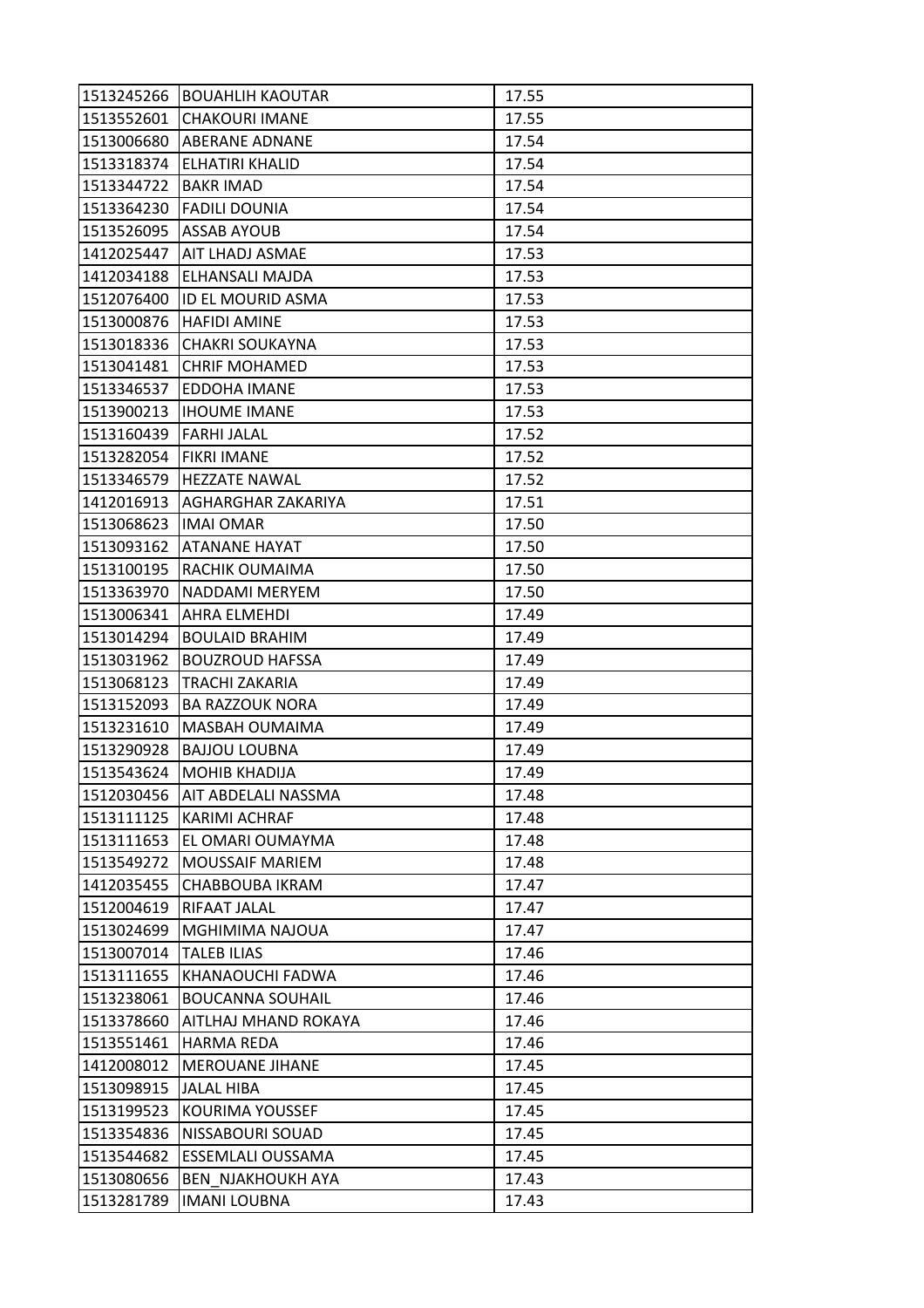| 1513245266 | BOUAHLIH KAOUTAR | 17.55 |
|---|---|---|
| 1513552601 | CHAKOURI IMANE | 17.55 |
| 1513006680 | ABERANE ADNANE | 17.54 |
| 1513318374 | ELHATIRI KHALID | 17.54 |
| 1513344722 | BAKR IMAD | 17.54 |
| 1513364230 | FADILI DOUNIA | 17.54 |
| 1513526095 | ASSAB AYOUB | 17.54 |
| 1412025447 | AIT LHADJ ASMAE | 17.53 |
| 1412034188 | ELHANSALI MAJDA | 17.53 |
| 1512076400 | ID EL MOURID ASMA | 17.53 |
| 1513000876 | HAFIDI AMINE | 17.53 |
| 1513018336 | CHAKRI SOUKAYNA | 17.53 |
| 1513041481 | CHRIF MOHAMED | 17.53 |
| 1513346537 | EDDOHA IMANE | 17.53 |
| 1513900213 | IHOUME IMANE | 17.53 |
| 1513160439 | FARHI JALAL | 17.52 |
| 1513282054 | FIKRI IMANE | 17.52 |
| 1513346579 | HEZZATE NAWAL | 17.52 |
| 1412016913 | AGHARGHAR ZAKARIYA | 17.51 |
| 1513068623 | IMAI OMAR | 17.50 |
| 1513093162 | ATANANE HAYAT | 17.50 |
| 1513100195 | RACHIK OUMAIMA | 17.50 |
| 1513363970 | NADDAMI MERYEM | 17.50 |
| 1513006341 | AHRA ELMEHDI | 17.49 |
| 1513014294 | BOULAID BRAHIM | 17.49 |
| 1513031962 | BOUZROUD HAFSSA | 17.49 |
| 1513068123 | TRACHI ZAKARIA | 17.49 |
| 1513152093 | BA RAZZOUK NORA | 17.49 |
| 1513231610 | MASBAH OUMAIMA | 17.49 |
| 1513290928 | BAJJOU LOUBNA | 17.49 |
| 1513543624 | MOHIB KHADIJA | 17.49 |
| 1512030456 | AIT ABDELALI NASSMA | 17.48 |
| 1513111125 | KARIMI ACHRAF | 17.48 |
| 1513111653 | EL OMARI OUMAYMA | 17.48 |
| 1513549272 | MOUSSAIF MARIEM | 17.48 |
| 1412035455 | CHABBOUBA IKRAM | 17.47 |
| 1512004619 | RIFAAT JALAL | 17.47 |
| 1513024699 | MGHIMIMA NAJOUA | 17.47 |
| 1513007014 | TALEB ILIAS | 17.46 |
| 1513111655 | KHANAOUCHI FADWA | 17.46 |
| 1513238061 | BOUCANNA SOUHAIL | 17.46 |
| 1513378660 | AITLHAJ MHAND ROKAYA | 17.46 |
| 1513551461 | HARMA REDA | 17.46 |
| 1412008012 | MEROUANE JIHANE | 17.45 |
| 1513098915 | JALAL HIBA | 17.45 |
| 1513199523 | KOURIMA YOUSSEF | 17.45 |
| 1513354836 | NISSABOURI SOUAD | 17.45 |
| 1513544682 | ESSEMLALI OUSSAMA | 17.45 |
| 1513080656 | BEN_NJAKHOUKH AYA | 17.43 |
| 1513281789 | IMANI LOUBNA | 17.43 |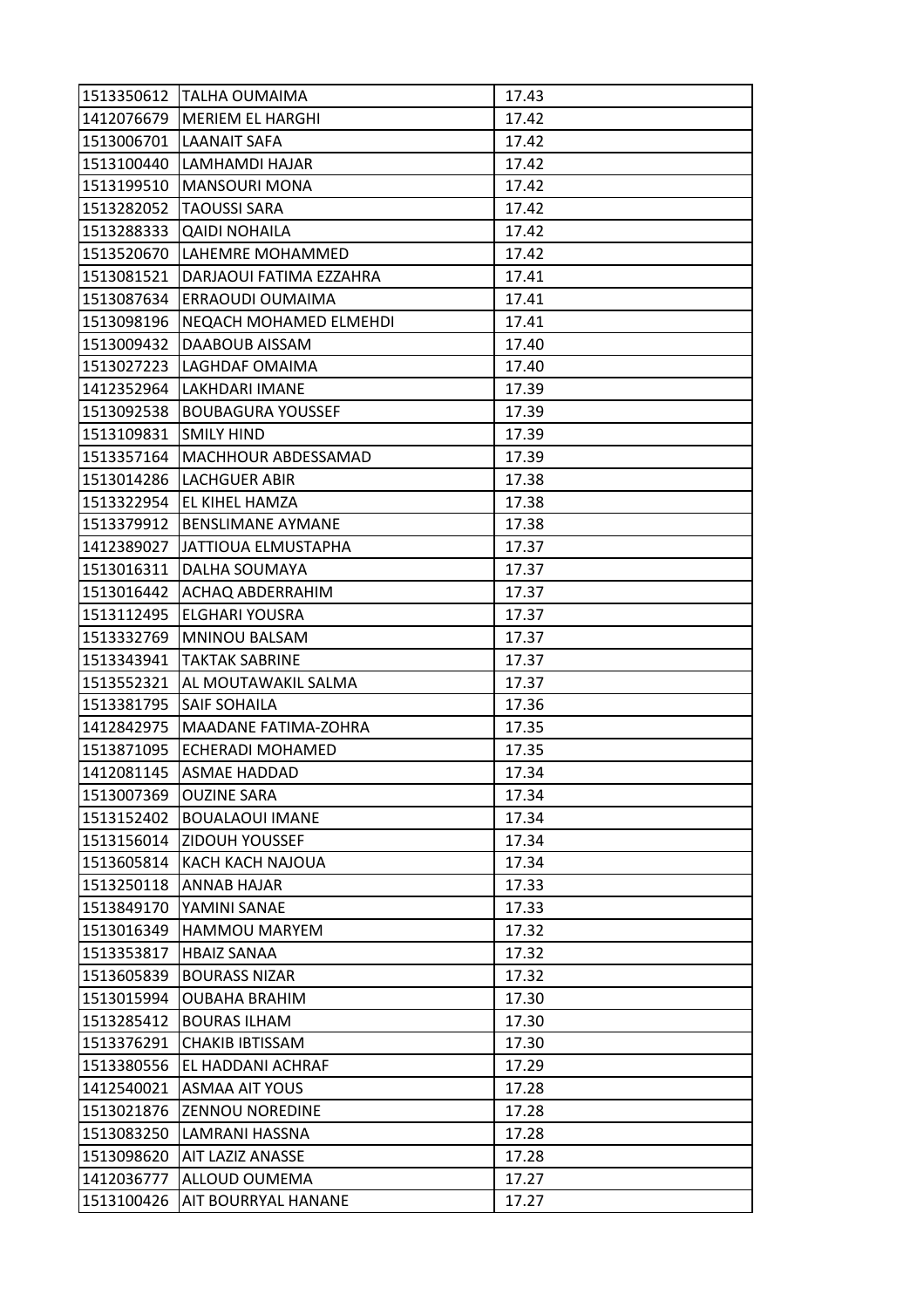| | | |
|---|---|---|
| 1513350612 | TALHA OUMAIMA | 17.43 |
| 1412076679 | MERIEM EL HARGHI | 17.42 |
| 1513006701 | LAANAIT SAFA | 17.42 |
| 1513100440 | LAMHAMDI HAJAR | 17.42 |
| 1513199510 | MANSOURI MONA | 17.42 |
| 1513282052 | TAOUSSI SARA | 17.42 |
| 1513288333 | QAIDI NOHAILA | 17.42 |
| 1513520670 | LAHEMRE MOHAMMED | 17.42 |
| 1513081521 | DARJAOUI FATIMA EZZAHRA | 17.41 |
| 1513087634 | ERRAOUDI OUMAIMA | 17.41 |
| 1513098196 | NEQACH MOHAMED ELMEHDI | 17.41 |
| 1513009432 | DAABOUB AISSAM | 17.40 |
| 1513027223 | LAGHDAF OMAIMA | 17.40 |
| 1412352964 | LAKHDARI IMANE | 17.39 |
| 1513092538 | BOUBAGURA YOUSSEF | 17.39 |
| 1513109831 | SMILY HIND | 17.39 |
| 1513357164 | MACHHOUR ABDESSAMAD | 17.39 |
| 1513014286 | LACHGUER ABIR | 17.38 |
| 1513322954 | EL KIHEL HAMZA | 17.38 |
| 1513379912 | BENSLIMANE AYMANE | 17.38 |
| 1412389027 | JATTIOUA ELMUSTAPHA | 17.37 |
| 1513016311 | DALHA SOUMAYA | 17.37 |
| 1513016442 | ACHAQ ABDERRAHIM | 17.37 |
| 1513112495 | ELGHARI YOUSRA | 17.37 |
| 1513332769 | MNINOU BALSAM | 17.37 |
| 1513343941 | TAKTAK SABRINE | 17.37 |
| 1513552321 | AL MOUTAWAKIL SALMA | 17.37 |
| 1513381795 | SAIF SOHAILA | 17.36 |
| 1412842975 | MAADANE FATIMA-ZOHRA | 17.35 |
| 1513871095 | ECHERADI MOHAMED | 17.35 |
| 1412081145 | ASMAE HADDAD | 17.34 |
| 1513007369 | OUZINE SARA | 17.34 |
| 1513152402 | BOUALAOUI IMANE | 17.34 |
| 1513156014 | ZIDOUH YOUSSEF | 17.34 |
| 1513605814 | KACH KACH NAJOUA | 17.34 |
| 1513250118 | ANNAB HAJAR | 17.33 |
| 1513849170 | YAMINI SANAE | 17.33 |
| 1513016349 | HAMMOU MARYEM | 17.32 |
| 1513353817 | HBAIZ SANAA | 17.32 |
| 1513605839 | BOURASS NIZAR | 17.32 |
| 1513015994 | OUBAHA BRAHIM | 17.30 |
| 1513285412 | BOURAS ILHAM | 17.30 |
| 1513376291 | CHAKIB IBTISSAM | 17.30 |
| 1513380556 | EL HADDANI ACHRAF | 17.29 |
| 1412540021 | ASMAA AIT YOUS | 17.28 |
| 1513021876 | ZENNOU NOREDINE | 17.28 |
| 1513083250 | LAMRANI HASSNA | 17.28 |
| 1513098620 | AIT LAZIZ ANASSE | 17.28 |
| 1412036777 | ALLOUD OUMEMA | 17.27 |
| 1513100426 | AIT BOURRYAL HANANE | 17.27 |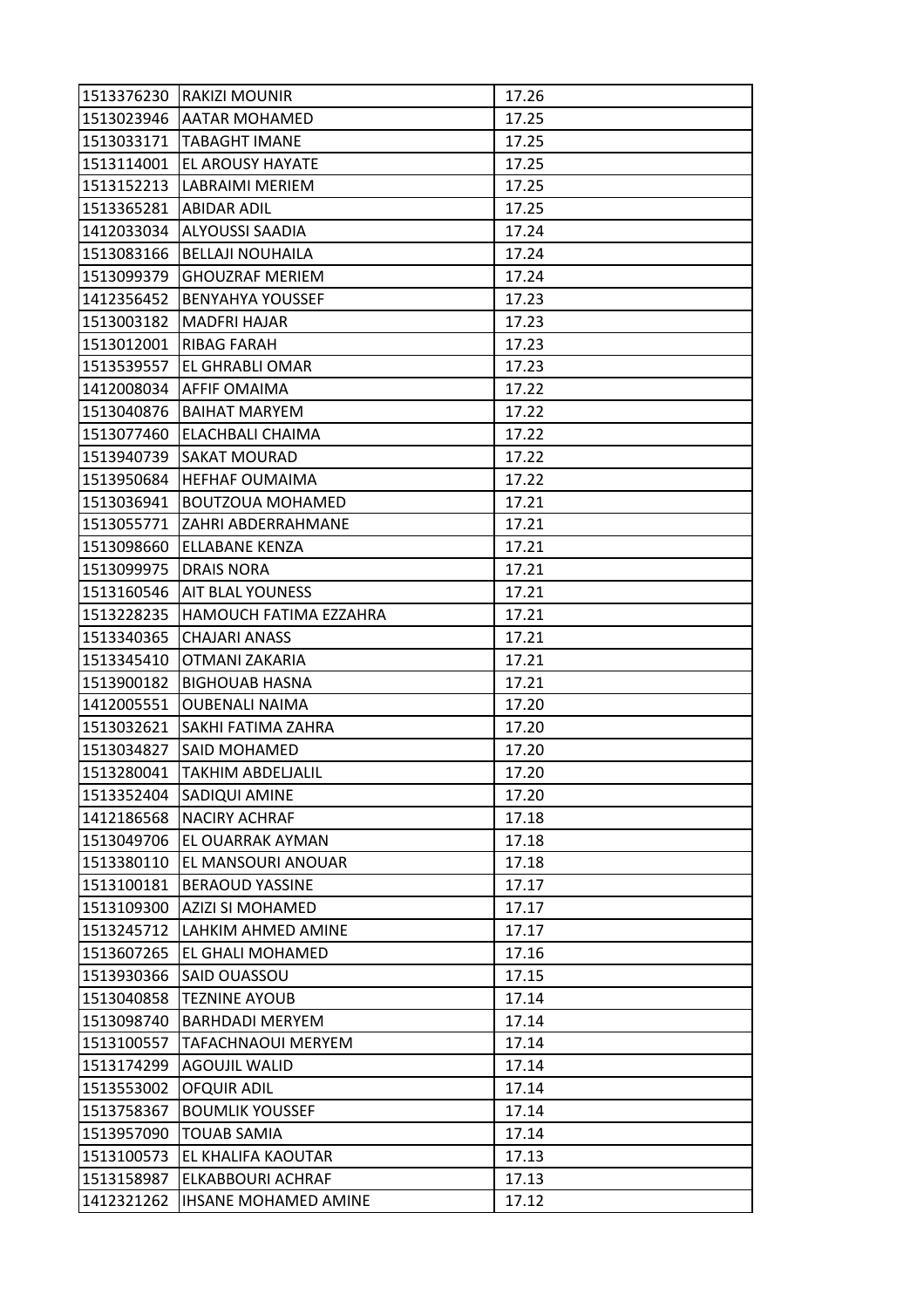| | | |
|---|---|---|
| 1513376230 | RAKIZI MOUNIR | 17.26 |
| 1513023946 | AATAR MOHAMED | 17.25 |
| 1513033171 | TABAGHT IMANE | 17.25 |
| 1513114001 | EL AROUSY HAYATE | 17.25 |
| 1513152213 | LABRAIMI MERIEM | 17.25 |
| 1513365281 | ABIDAR ADIL | 17.25 |
| 1412033034 | ALYOUSSI SAADIA | 17.24 |
| 1513083166 | BELLAJI NOUHAILA | 17.24 |
| 1513099379 | GHOUZRAF MERIEM | 17.24 |
| 1412356452 | BENYAHYA YOUSSEF | 17.23 |
| 1513003182 | MADFRI HAJAR | 17.23 |
| 1513012001 | RIBAG FARAH | 17.23 |
| 1513539557 | EL GHRABLI OMAR | 17.23 |
| 1412008034 | AFFIF OMAIMA | 17.22 |
| 1513040876 | BAIHAT MARYEM | 17.22 |
| 1513077460 | ELACHBALI CHAIMA | 17.22 |
| 1513940739 | SAKAT MOURAD | 17.22 |
| 1513950684 | HEFHAF OUMAIMA | 17.22 |
| 1513036941 | BOUTZOUA MOHAMED | 17.21 |
| 1513055771 | ZAHRI ABDERRAHMANE | 17.21 |
| 1513098660 | ELLABANE KENZA | 17.21 |
| 1513099975 | DRAIS NORA | 17.21 |
| 1513160546 | AIT BLAL YOUNESS | 17.21 |
| 1513228235 | HAMOUCH FATIMA EZZAHRA | 17.21 |
| 1513340365 | CHAJARI ANASS | 17.21 |
| 1513345410 | OTMANI ZAKARIA | 17.21 |
| 1513900182 | BIGHOUAB HASNA | 17.21 |
| 1412005551 | OUBENALI NAIMA | 17.20 |
| 1513032621 | SAKHI FATIMA ZAHRA | 17.20 |
| 1513034827 | SAID MOHAMED | 17.20 |
| 1513280041 | TAKHIM ABDELJALIL | 17.20 |
| 1513352404 | SADIQUI AMINE | 17.20 |
| 1412186568 | NACIRY ACHRAF | 17.18 |
| 1513049706 | EL OUARRAK AYMAN | 17.18 |
| 1513380110 | EL MANSOURI ANOUAR | 17.18 |
| 1513100181 | BERAOUD YASSINE | 17.17 |
| 1513109300 | AZIZI SI MOHAMED | 17.17 |
| 1513245712 | LAHKIM AHMED AMINE | 17.17 |
| 1513607265 | EL GHALI MOHAMED | 17.16 |
| 1513930366 | SAID OUASSOU | 17.15 |
| 1513040858 | TEZNINE AYOUB | 17.14 |
| 1513098740 | BARHDADI MERYEM | 17.14 |
| 1513100557 | TAFACHNAOUI MERYEM | 17.14 |
| 1513174299 | AGOUJIL WALID | 17.14 |
| 1513553002 | OFQUIR ADIL | 17.14 |
| 1513758367 | BOUMLIK YOUSSEF | 17.14 |
| 1513957090 | TOUAB SAMIA | 17.14 |
| 1513100573 | EL KHALIFA KAOUTAR | 17.13 |
| 1513158987 | ELKABBOURI ACHRAF | 17.13 |
| 1412321262 | IHSANE MOHAMED AMINE | 17.12 |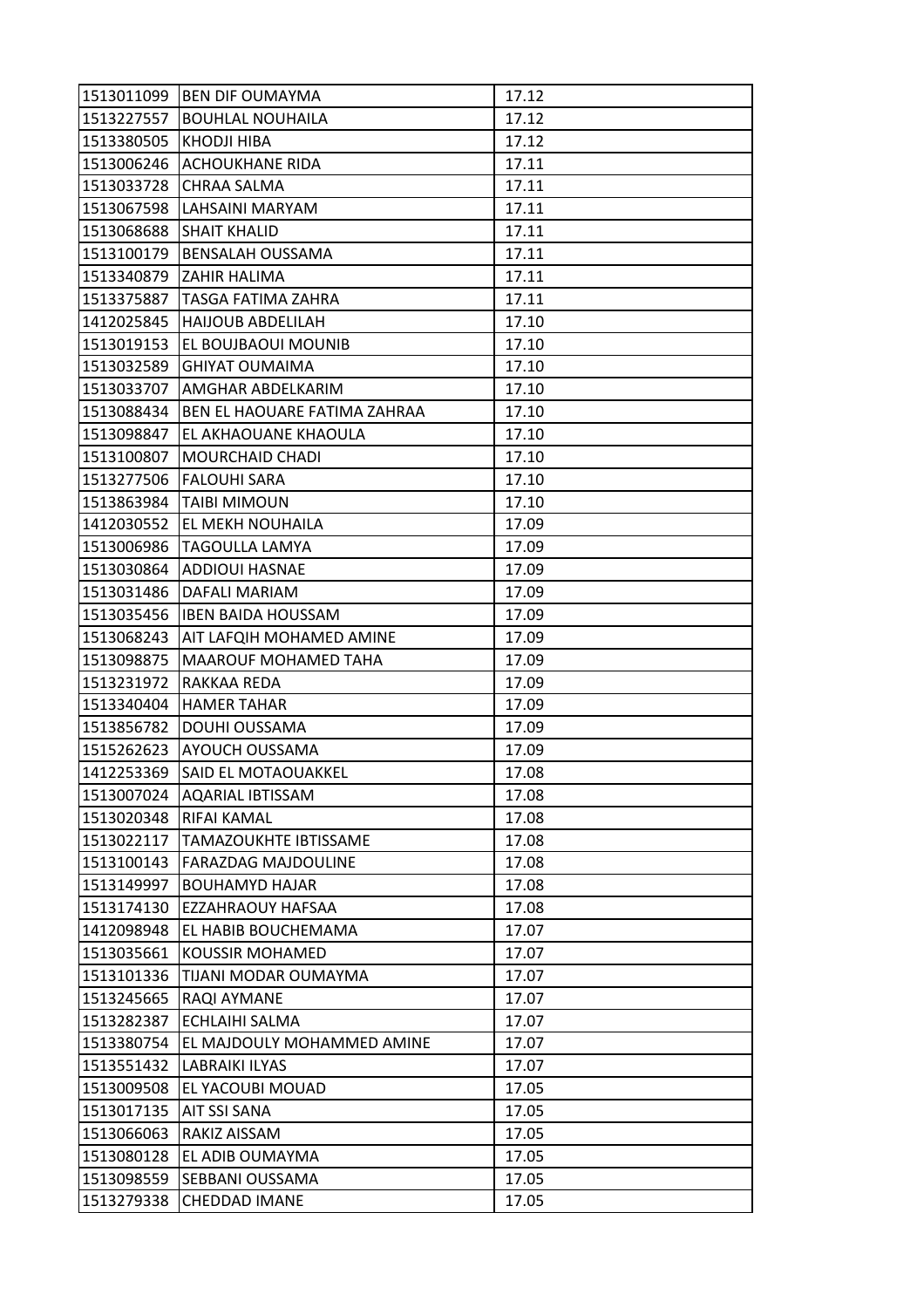| | | |
|---|---|---|
| 1513011099 | BEN DIF OUMAYMA | 17.12 |
| 1513227557 | BOUHLAL NOUHAILA | 17.12 |
| 1513380505 | KHODJI HIBA | 17.12 |
| 1513006246 | ACHOUKHANE RIDA | 17.11 |
| 1513033728 | CHRAA SALMA | 17.11 |
| 1513067598 | LAHSAINI MARYAM | 17.11 |
| 1513068688 | SHAIT KHALID | 17.11 |
| 1513100179 | BENSALAH OUSSAMA | 17.11 |
| 1513340879 | ZAHIR HALIMA | 17.11 |
| 1513375887 | TASGA FATIMA ZAHRA | 17.11 |
| 1412025845 | HAIJOUB ABDELILAH | 17.10 |
| 1513019153 | EL BOUJBAOUI MOUNIB | 17.10 |
| 1513032589 | GHIYAT OUMAIMA | 17.10 |
| 1513033707 | AMGHAR ABDELKARIM | 17.10 |
| 1513088434 | BEN EL HAOUARE FATIMA ZAHRAA | 17.10 |
| 1513098847 | EL AKHAOUANE KHAOULA | 17.10 |
| 1513100807 | MOURCHAID CHADI | 17.10 |
| 1513277506 | FALOUHI SARA | 17.10 |
| 1513863984 | TAIBI MIMOUN | 17.10 |
| 1412030552 | EL MEKH NOUHAILA | 17.09 |
| 1513006986 | TAGOULLA LAMYA | 17.09 |
| 1513030864 | ADDIOUI HASNAE | 17.09 |
| 1513031486 | DAFALI MARIAM | 17.09 |
| 1513035456 | IBEN BAIDA HOUSSAM | 17.09 |
| 1513068243 | AIT LAFQIH MOHAMED AMINE | 17.09 |
| 1513098875 | MAAROUF MOHAMED TAHA | 17.09 |
| 1513231972 | RAKKAA REDA | 17.09 |
| 1513340404 | HAMER TAHAR | 17.09 |
| 1513856782 | DOUHI OUSSAMA | 17.09 |
| 1515262623 | AYOUCH OUSSAMA | 17.09 |
| 1412253369 | SAID EL MOTAOUAKKEL | 17.08 |
| 1513007024 | AQARIAL IBTISSAM | 17.08 |
| 1513020348 | RIFAI KAMAL | 17.08 |
| 1513022117 | TAMAZOUKHTE IBTISSAME | 17.08 |
| 1513100143 | FARAZDAG MAJDOULINE | 17.08 |
| 1513149997 | BOUHAMYD HAJAR | 17.08 |
| 1513174130 | EZZAHRAOUY HAFSAA | 17.08 |
| 1412098948 | EL HABIB BOUCHEMAMA | 17.07 |
| 1513035661 | KOUSSIR MOHAMED | 17.07 |
| 1513101336 | TIJANI MODAR OUMAYMA | 17.07 |
| 1513245665 | RAQI AYMANE | 17.07 |
| 1513282387 | ECHLAIHI SALMA | 17.07 |
| 1513380754 | EL MAJDOULY MOHAMMED AMINE | 17.07 |
| 1513551432 | LABRAIKI ILYAS | 17.07 |
| 1513009508 | EL YACOUBI MOUAD | 17.05 |
| 1513017135 | AIT SSI SANA | 17.05 |
| 1513066063 | RAKIZ AISSAM | 17.05 |
| 1513080128 | EL ADIB OUMAYMA | 17.05 |
| 1513098559 | SEBBANI OUSSAMA | 17.05 |
| 1513279338 | CHEDDAD IMANE | 17.05 |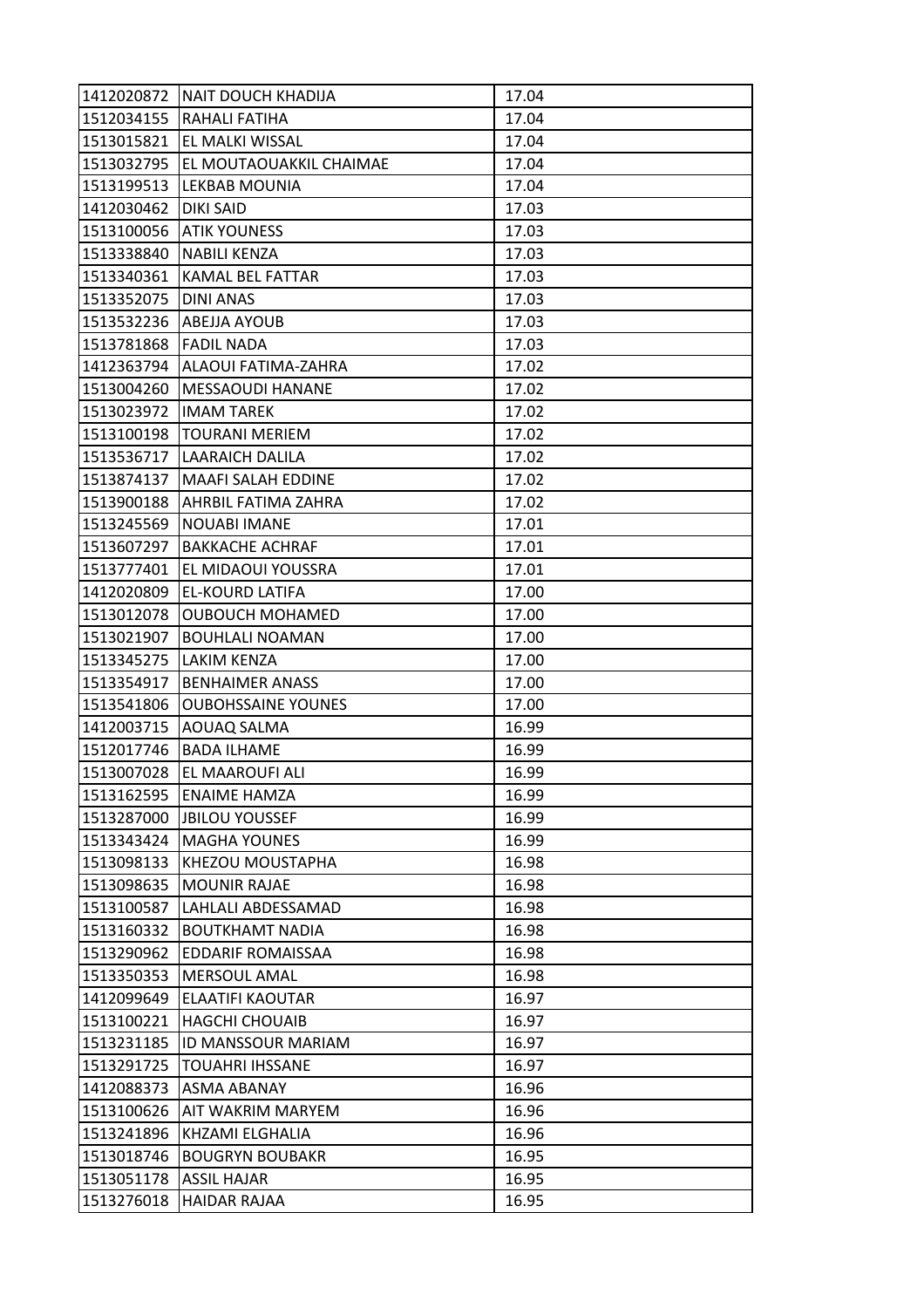| | | |
|---|---|---|
| 1412020872 | NAIT DOUCH KHADIJA | 17.04 |
| 1512034155 | RAHALI FATIHA | 17.04 |
| 1513015821 | EL MALKI WISSAL | 17.04 |
| 1513032795 | EL MOUTAOUAKKIL CHAIMAE | 17.04 |
| 1513199513 | LEKBAB MOUNIA | 17.04 |
| 1412030462 | DIKI SAID | 17.03 |
| 1513100056 | ATIK YOUNESS | 17.03 |
| 1513338840 | NABILI KENZA | 17.03 |
| 1513340361 | KAMAL BEL FATTAR | 17.03 |
| 1513352075 | DINI ANAS | 17.03 |
| 1513532236 | ABEJJA AYOUB | 17.03 |
| 1513781868 | FADIL NADA | 17.03 |
| 1412363794 | ALAOUI FATIMA-ZAHRA | 17.02 |
| 1513004260 | MESSAOUDI HANANE | 17.02 |
| 1513023972 | IMAM TAREK | 17.02 |
| 1513100198 | TOURANI MERIEM | 17.02 |
| 1513536717 | LAARAICH DALILA | 17.02 |
| 1513874137 | MAAFI SALAH EDDINE | 17.02 |
| 1513900188 | AHRBIL FATIMA ZAHRA | 17.02 |
| 1513245569 | NOUABI IMANE | 17.01 |
| 1513607297 | BAKKACHE ACHRAF | 17.01 |
| 1513777401 | EL MIDAOUI YOUSSRA | 17.01 |
| 1412020809 | EL-KOURD LATIFA | 17.00 |
| 1513012078 | OUBOUCH MOHAMED | 17.00 |
| 1513021907 | BOUHLALI NOAMAN | 17.00 |
| 1513345275 | LAKIM KENZA | 17.00 |
| 1513354917 | BENHAIMER ANASS | 17.00 |
| 1513541806 | OUBOHSSAINE YOUNES | 17.00 |
| 1412003715 | AOUAQ SALMA | 16.99 |
| 1512017746 | BADA ILHAME | 16.99 |
| 1513007028 | EL MAAROUFI ALI | 16.99 |
| 1513162595 | ENAIME HAMZA | 16.99 |
| 1513287000 | JBILOU YOUSSEF | 16.99 |
| 1513343424 | MAGHA YOUNES | 16.99 |
| 1513098133 | KHEZOU MOUSTAPHA | 16.98 |
| 1513098635 | MOUNIR RAJAE | 16.98 |
| 1513100587 | LAHLALI ABDESSAMAD | 16.98 |
| 1513160332 | BOUTKHAMT NADIA | 16.98 |
| 1513290962 | EDDARIF ROMAISSAA | 16.98 |
| 1513350353 | MERSOUL AMAL | 16.98 |
| 1412099649 | ELAATIFI KAOUTAR | 16.97 |
| 1513100221 | HAGCHI CHOUAIB | 16.97 |
| 1513231185 | ID MANSSOUR MARIAM | 16.97 |
| 1513291725 | TOUAHRI IHSSANE | 16.97 |
| 1412088373 | ASMA ABANAY | 16.96 |
| 1513100626 | AIT WAKRIM MARYEM | 16.96 |
| 1513241896 | KHZAMI ELGHALIA | 16.96 |
| 1513018746 | BOUGRYN BOUBAKR | 16.95 |
| 1513051178 | ASSIL HAJAR | 16.95 |
| 1513276018 | HAIDAR RAJAA | 16.95 |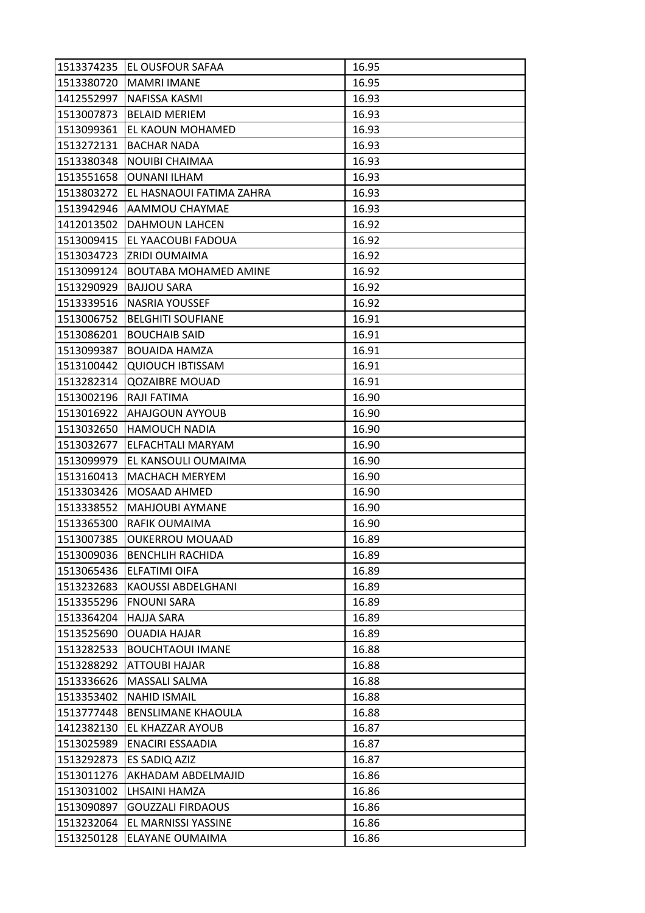| 1513374235 | EL OUSFOUR SAFAA | 16.95 |
|---|---|---|
| 1513380720 | MAMRI IMANE | 16.95 |
| 1412552997 | NAFISSA KASMI | 16.93 |
| 1513007873 | BELAID MERIEM | 16.93 |
| 1513099361 | EL KAOUN MOHAMED | 16.93 |
| 1513272131 | BACHAR NADA | 16.93 |
| 1513380348 | NOUIBI CHAIMAA | 16.93 |
| 1513551658 | OUNANI ILHAM | 16.93 |
| 1513803272 | EL HASNAOUI FATIMA ZAHRA | 16.93 |
| 1513942946 | AAMMOU CHAYMAE | 16.93 |
| 1412013502 | DAHMOUN LAHCEN | 16.92 |
| 1513009415 | EL YAACOUBI FADOUA | 16.92 |
| 1513034723 | ZRIDI OUMAIMA | 16.92 |
| 1513099124 | BOUTABA MOHAMED AMINE | 16.92 |
| 1513290929 | BAJJOU SARA | 16.92 |
| 1513339516 | NASRIA YOUSSEF | 16.92 |
| 1513006752 | BELGHITI SOUFIANE | 16.91 |
| 1513086201 | BOUCHAIB SAID | 16.91 |
| 1513099387 | BOUAIDA HAMZA | 16.91 |
| 1513100442 | QUIOUCH IBTISSAM | 16.91 |
| 1513282314 | QOZAIBRE MOUAD | 16.91 |
| 1513002196 | RAJI FATIMA | 16.90 |
| 1513016922 | AHAJGOUN AYYOUB | 16.90 |
| 1513032650 | HAMOUCH NADIA | 16.90 |
| 1513032677 | ELFACHTALI MARYAM | 16.90 |
| 1513099979 | EL KANSOULI OUMAIMA | 16.90 |
| 1513160413 | MACHACH MERYEM | 16.90 |
| 1513303426 | MOSAAD AHMED | 16.90 |
| 1513338552 | MAHJOUBI AYMANE | 16.90 |
| 1513365300 | RAFIK OUMAIMA | 16.90 |
| 1513007385 | OUKERROU MOUAAD | 16.89 |
| 1513009036 | BENCHLIH RACHIDA | 16.89 |
| 1513065436 | ELFATIMI OIFA | 16.89 |
| 1513232683 | KAOUSSI ABDELGHANI | 16.89 |
| 1513355296 | FNOUNI SARA | 16.89 |
| 1513364204 | HAJJA SARA | 16.89 |
| 1513525690 | OUADIA HAJAR | 16.89 |
| 1513282533 | BOUCHTAOUI IMANE | 16.88 |
| 1513288292 | ATTOUBI HAJAR | 16.88 |
| 1513336626 | MASSALI SALMA | 16.88 |
| 1513353402 | NAHID ISMAIL | 16.88 |
| 1513777448 | BENSLIMANE KHAOULA | 16.88 |
| 1412382130 | EL KHAZZAR AYOUB | 16.87 |
| 1513025989 | ENACIRI ESSAADIA | 16.87 |
| 1513292873 | ES SADIQ AZIZ | 16.87 |
| 1513011276 | AKHADAM ABDELMAJID | 16.86 |
| 1513031002 | LHSAINI HAMZA | 16.86 |
| 1513090897 | GOUZZALI FIRDAOUS | 16.86 |
| 1513232064 | EL MARNISSI YASSINE | 16.86 |
| 1513250128 | ELAYANE OUMAIMA | 16.86 |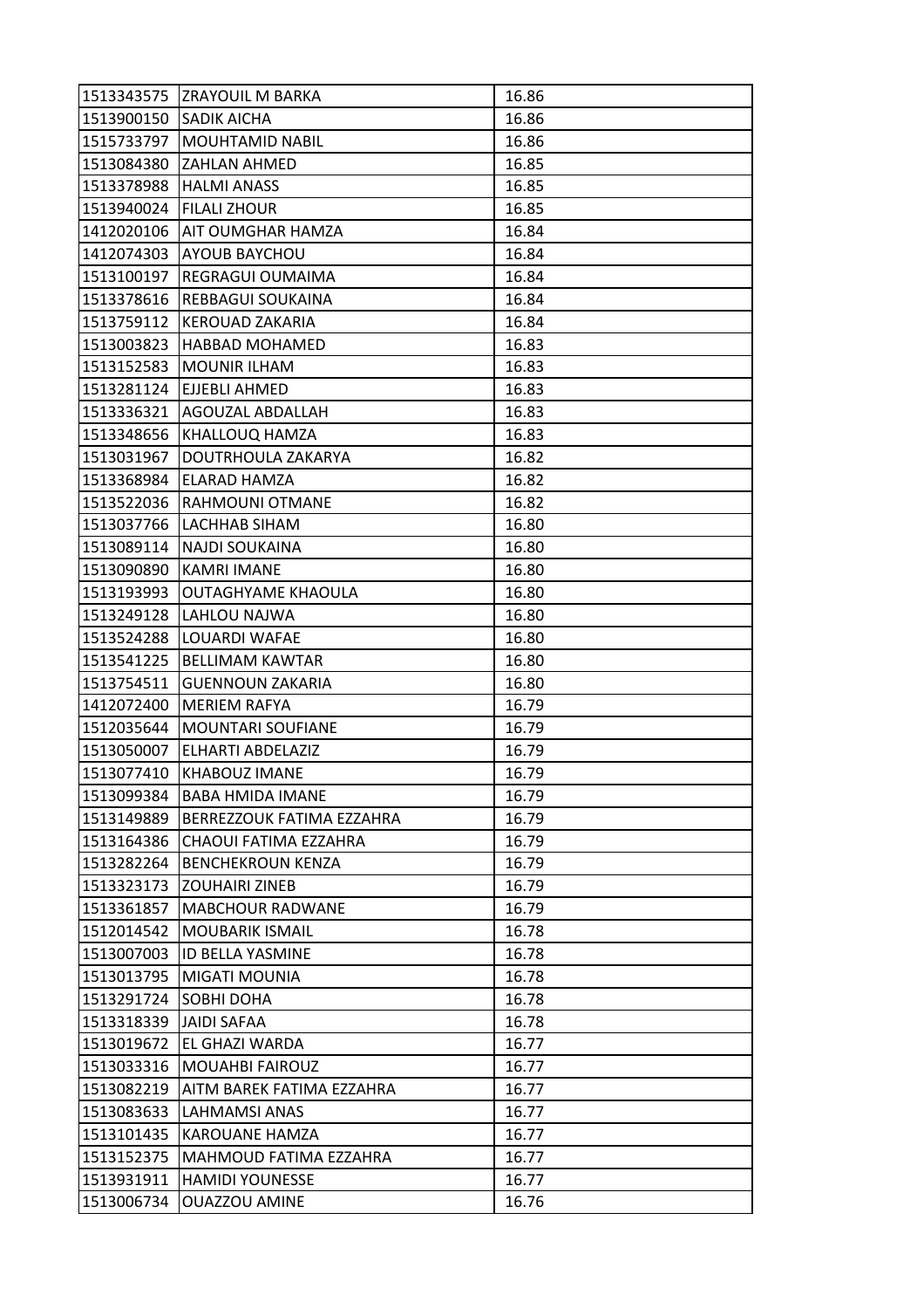| 1513343575 | ZRAYOUIL M BARKA | 16.86 |
|---|---|---|
| 1513900150 | SADIK AICHA | 16.86 |
| 1515733797 | MOUHTAMID NABIL | 16.86 |
| 1513084380 | ZAHLAN AHMED | 16.85 |
| 1513378988 | HALMI ANASS | 16.85 |
| 1513940024 | FILALI ZHOUR | 16.85 |
| 1412020106 | AIT OUMGHAR HAMZA | 16.84 |
| 1412074303 | AYOUB BAYCHOU | 16.84 |
| 1513100197 | REGRAGUI OUMAIMA | 16.84 |
| 1513378616 | REBBAGUI SOUKAINA | 16.84 |
| 1513759112 | KEROUAD ZAKARIA | 16.84 |
| 1513003823 | HABBAD MOHAMED | 16.83 |
| 1513152583 | MOUNIR ILHAM | 16.83 |
| 1513281124 | EJJEBLI AHMED | 16.83 |
| 1513336321 | AGOUZAL ABDALLAH | 16.83 |
| 1513348656 | KHALLOUQ HAMZA | 16.83 |
| 1513031967 | DOUTRHOULA ZAKARYA | 16.82 |
| 1513368984 | ELARAD HAMZA | 16.82 |
| 1513522036 | RAHMOUNI OTMANE | 16.82 |
| 1513037766 | LACHHAB SIHAM | 16.80 |
| 1513089114 | NAJDI SOUKAINA | 16.80 |
| 1513090890 | KAMRI IMANE | 16.80 |
| 1513193993 | OUTAGHYAME KHAOULA | 16.80 |
| 1513249128 | LAHLOU NAJWA | 16.80 |
| 1513524288 | LOUARDI WAFAE | 16.80 |
| 1513541225 | BELLIMAM KAWTAR | 16.80 |
| 1513754511 | GUENNOUN ZAKARIA | 16.80 |
| 1412072400 | MERIEM RAFYA | 16.79 |
| 1512035644 | MOUNTARI SOUFIANE | 16.79 |
| 1513050007 | ELHARTI ABDELAZIZ | 16.79 |
| 1513077410 | KHABOUZ IMANE | 16.79 |
| 1513099384 | BABA HMIDA IMANE | 16.79 |
| 1513149889 | BERREZZOUK FATIMA EZZAHRA | 16.79 |
| 1513164386 | CHAOUI FATIMA EZZAHRA | 16.79 |
| 1513282264 | BENCHEKROUN KENZA | 16.79 |
| 1513323173 | ZOUHAIRI ZINEB | 16.79 |
| 1513361857 | MABCHOUR RADWANE | 16.79 |
| 1512014542 | MOUBARIK ISMAIL | 16.78 |
| 1513007003 | ID BELLA YASMINE | 16.78 |
| 1513013795 | MIGATI MOUNIA | 16.78 |
| 1513291724 | SOBHI DOHA | 16.78 |
| 1513318339 | JAIDI SAFAA | 16.78 |
| 1513019672 | EL GHAZI WARDA | 16.77 |
| 1513033316 | MOUAHBI FAIROUZ | 16.77 |
| 1513082219 | AITM BAREK FATIMA EZZAHRA | 16.77 |
| 1513083633 | LAHMAMSI ANAS | 16.77 |
| 1513101435 | KAROUANE HAMZA | 16.77 |
| 1513152375 | MAHMOUD FATIMA EZZAHRA | 16.77 |
| 1513931911 | HAMIDI YOUNESSE | 16.77 |
| 1513006734 | OUAZZOU AMINE | 16.76 |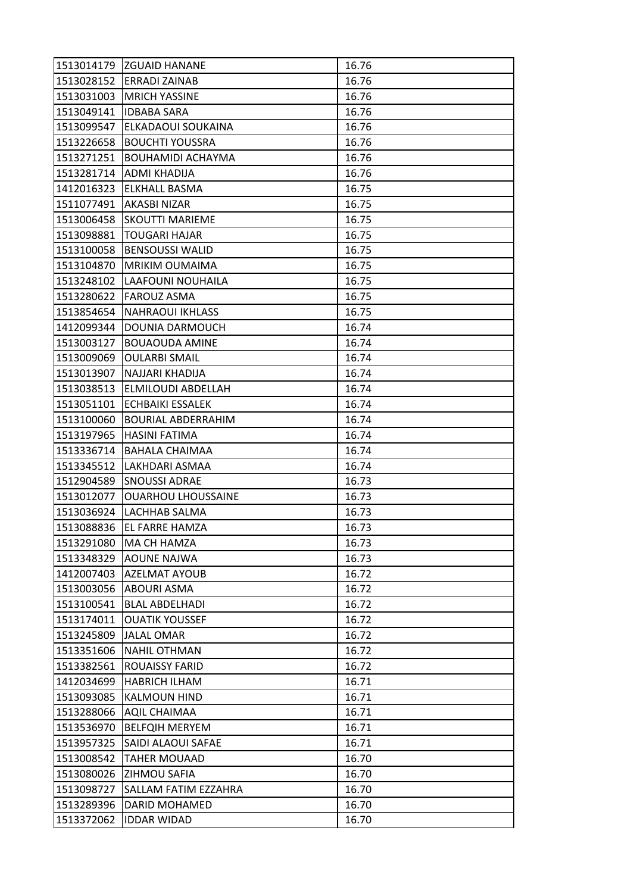| | | |
|---|---|---|
| 1513014179 | ZGUAID HANANE | 16.76 |
| 1513028152 | ERRADI ZAINAB | 16.76 |
| 1513031003 | MRICH YASSINE | 16.76 |
| 1513049141 | IDBABA SARA | 16.76 |
| 1513099547 | ELKADAOUI SOUKAINA | 16.76 |
| 1513226658 | BOUCHTI YOUSSRA | 16.76 |
| 1513271251 | BOUHAMIDI ACHAYMA | 16.76 |
| 1513281714 | ADMI KHADIJA | 16.76 |
| 1412016323 | ELKHALL BASMA | 16.75 |
| 1511077491 | AKASBI NIZAR | 16.75 |
| 1513006458 | SKOUTTI MARIEME | 16.75 |
| 1513098881 | TOUGARI HAJAR | 16.75 |
| 1513100058 | BENSOUSSI WALID | 16.75 |
| 1513104870 | MRIKIM OUMAIMA | 16.75 |
| 1513248102 | LAAFOUNI NOUHAILA | 16.75 |
| 1513280622 | FAROUZ ASMA | 16.75 |
| 1513854654 | NAHRAOUI IKHLASS | 16.75 |
| 1412099344 | DOUNIA DARMOUCH | 16.74 |
| 1513003127 | BOUAOUDA AMINE | 16.74 |
| 1513009069 | OULARBI SMAIL | 16.74 |
| 1513013907 | NAJJARI KHADIJA | 16.74 |
| 1513038513 | ELMILOUDI ABDELLAH | 16.74 |
| 1513051101 | ECHBAIKI ESSALEK | 16.74 |
| 1513100060 | BOURIAL ABDERRAHIM | 16.74 |
| 1513197965 | HASINI FATIMA | 16.74 |
| 1513336714 | BAHALA CHAIMAA | 16.74 |
| 1513345512 | LAKHDARI ASMAA | 16.74 |
| 1512904589 | SNOUSSI ADRAE | 16.73 |
| 1513012077 | OUARHOU LHOUSSAINE | 16.73 |
| 1513036924 | LACHHAB SALMA | 16.73 |
| 1513088836 | EL FARRE HAMZA | 16.73 |
| 1513291080 | MA CH HAMZA | 16.73 |
| 1513348329 | AOUNE NAJWA | 16.73 |
| 1412007403 | AZELMAT AYOUB | 16.72 |
| 1513003056 | ABOURI ASMA | 16.72 |
| 1513100541 | BLAL ABDELHADI | 16.72 |
| 1513174011 | OUATIK YOUSSEF | 16.72 |
| 1513245809 | JALAL OMAR | 16.72 |
| 1513351606 | NAHIL OTHMAN | 16.72 |
| 1513382561 | ROUAISSY FARID | 16.72 |
| 1412034699 | HABRICH ILHAM | 16.71 |
| 1513093085 | KALMOUN HIND | 16.71 |
| 1513288066 | AQIL CHAIMAA | 16.71 |
| 1513536970 | BELFQIH MERYEM | 16.71 |
| 1513957325 | SAIDI ALAOUI SAFAE | 16.71 |
| 1513008542 | TAHER MOUAAD | 16.70 |
| 1513080026 | ZIHMOU SAFIA | 16.70 |
| 1513098727 | SALLAM FATIM EZZAHRA | 16.70 |
| 1513289396 | DARID MOHAMED | 16.70 |
| 1513372062 | IDDAR WIDAD | 16.70 |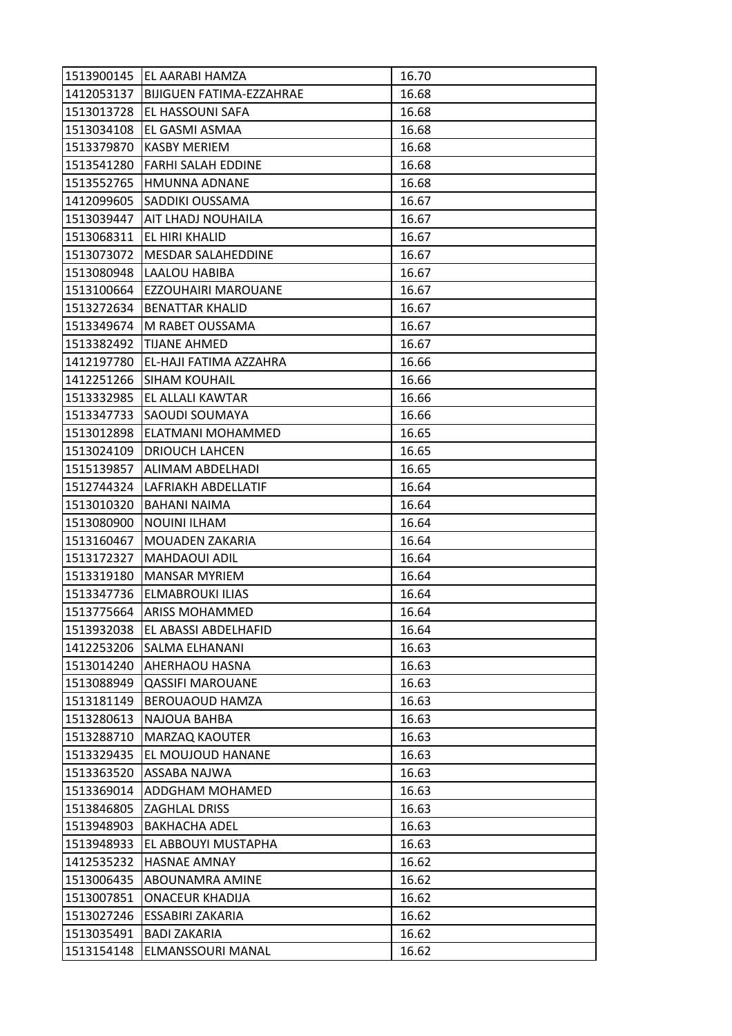| | | |
|---|---|---|
| 1513900145 | EL AARABI HAMZA | 16.70 |
| 1412053137 | BIJIGUEN FATIMA-EZZAHRAE | 16.68 |
| 1513013728 | EL HASSOUNI SAFA | 16.68 |
| 1513034108 | EL GASMI ASMAA | 16.68 |
| 1513379870 | KASBY MERIEM | 16.68 |
| 1513541280 | FARHI SALAH EDDINE | 16.68 |
| 1513552765 | HMUNNA ADNANE | 16.68 |
| 1412099605 | SADDIKI OUSSAMA | 16.67 |
| 1513039447 | AIT LHADJ NOUHAILA | 16.67 |
| 1513068311 | EL HIRI KHALID | 16.67 |
| 1513073072 | MESDAR SALAHEDDINE | 16.67 |
| 1513080948 | LAALOU HABIBA | 16.67 |
| 1513100664 | EZZOUHAIRI MAROUANE | 16.67 |
| 1513272634 | BENATTAR KHALID | 16.67 |
| 1513349674 | M RABET OUSSAMA | 16.67 |
| 1513382492 | TIJANE AHMED | 16.67 |
| 1412197780 | EL-HAJI FATIMA AZZAHRA | 16.66 |
| 1412251266 | SIHAM KOUHAIL | 16.66 |
| 1513332985 | EL ALLALI KAWTAR | 16.66 |
| 1513347733 | SAOUDI SOUMAYA | 16.66 |
| 1513012898 | ELATMANI MOHAMMED | 16.65 |
| 1513024109 | DRIOUCH LAHCEN | 16.65 |
| 1515139857 | ALIMAM ABDELHADI | 16.65 |
| 1512744324 | LAFRIAKH ABDELLATIF | 16.64 |
| 1513010320 | BAHANI NAIMA | 16.64 |
| 1513080900 | NOUINI ILHAM | 16.64 |
| 1513160467 | MOUADEN ZAKARIA | 16.64 |
| 1513172327 | MAHDAOUI ADIL | 16.64 |
| 1513319180 | MANSAR MYRIEM | 16.64 |
| 1513347736 | ELMABROUKI ILIAS | 16.64 |
| 1513775664 | ARISS MOHAMMED | 16.64 |
| 1513932038 | EL ABASSI ABDELHAFID | 16.64 |
| 1412253206 | SALMA ELHANANI | 16.63 |
| 1513014240 | AHERHAOU HASNA | 16.63 |
| 1513088949 | QASSIFI MAROUANE | 16.63 |
| 1513181149 | BEROUAOUD HAMZA | 16.63 |
| 1513280613 | NAJOUA BAHBA | 16.63 |
| 1513288710 | MARZAQ KAOUTER | 16.63 |
| 1513329435 | EL MOUJOUD HANANE | 16.63 |
| 1513363520 | ASSABA NAJWA | 16.63 |
| 1513369014 | ADDGHAM MOHAMED | 16.63 |
| 1513846805 | ZAGHLAL DRISS | 16.63 |
| 1513948903 | BAKHACHA ADEL | 16.63 |
| 1513948933 | EL ABBOUYI MUSTAPHA | 16.63 |
| 1412535232 | HASNAE AMNAY | 16.62 |
| 1513006435 | ABOUNAMRA AMINE | 16.62 |
| 1513007851 | ONACEUR KHADIJA | 16.62 |
| 1513027246 | ESSABIRI ZAKARIA | 16.62 |
| 1513035491 | BADI ZAKARIA | 16.62 |
| 1513154148 | ELMANSSOURI MANAL | 16.62 |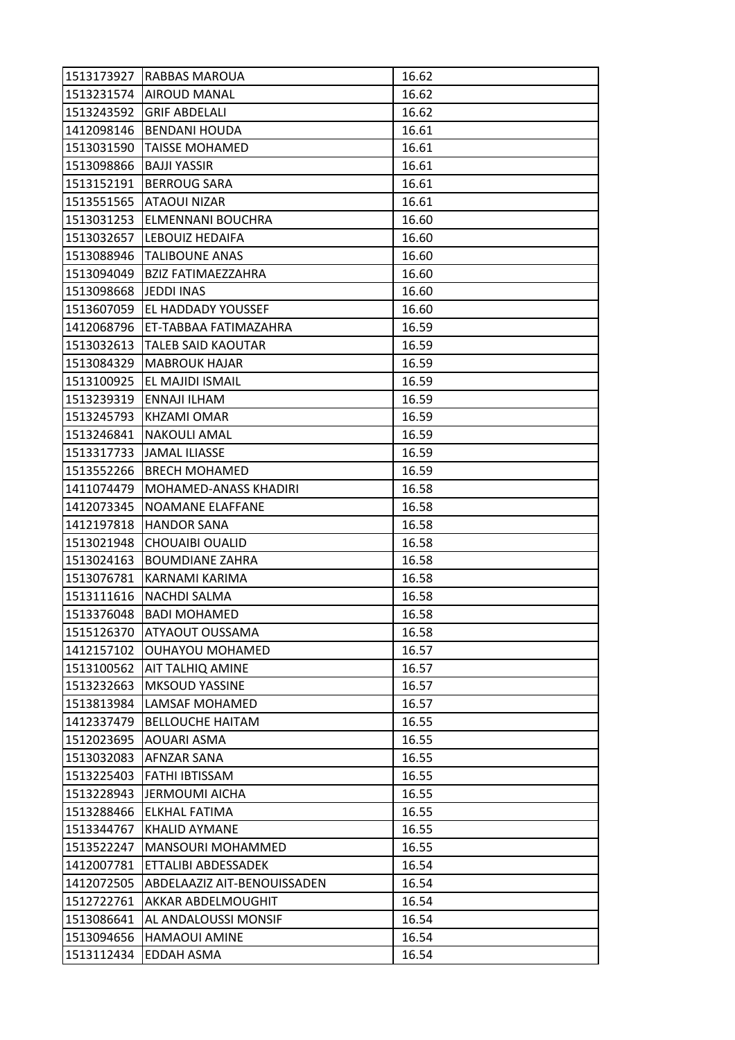| | | |
|---|---|---|
| 1513173927 | RABBAS MAROUA | 16.62 |
| 1513231574 | AIROUD MANAL | 16.62 |
| 1513243592 | GRIF ABDELALI | 16.62 |
| 1412098146 | BENDANI HOUDA | 16.61 |
| 1513031590 | TAISSE MOHAMED | 16.61 |
| 1513098866 | BAJJI YASSIR | 16.61 |
| 1513152191 | BERROUG SARA | 16.61 |
| 1513551565 | ATAOUI NIZAR | 16.61 |
| 1513031253 | ELMENNANI BOUCHRA | 16.60 |
| 1513032657 | LEBOUIZ HEDAIFA | 16.60 |
| 1513088946 | TALIBOUNE ANAS | 16.60 |
| 1513094049 | BZIZ FATIMAEZZAHRA | 16.60 |
| 1513098668 | JEDDI INAS | 16.60 |
| 1513607059 | EL HADDADY YOUSSEF | 16.60 |
| 1412068796 | ET-TABBAA FATIMAZAHRA | 16.59 |
| 1513032613 | TALEB SAID KAOUTAR | 16.59 |
| 1513084329 | MABROUK HAJAR | 16.59 |
| 1513100925 | EL MAJIDI ISMAIL | 16.59 |
| 1513239319 | ENNAJI ILHAM | 16.59 |
| 1513245793 | KHZAMI OMAR | 16.59 |
| 1513246841 | NAKOULI AMAL | 16.59 |
| 1513317733 | JAMAL ILIASSE | 16.59 |
| 1513552266 | BRECH MOHAMED | 16.59 |
| 1411074479 | MOHAMED-ANASS KHADIRI | 16.58 |
| 1412073345 | NOAMANE ELAFFANE | 16.58 |
| 1412197818 | HANDOR SANA | 16.58 |
| 1513021948 | CHOUAIBI OUALID | 16.58 |
| 1513024163 | BOUMDIANE ZAHRA | 16.58 |
| 1513076781 | KARNAMI KARIMA | 16.58 |
| 1513111616 | NACHDI SALMA | 16.58 |
| 1513376048 | BADI MOHAMED | 16.58 |
| 1515126370 | ATYAOUT OUSSAMA | 16.58 |
| 1412157102 | OUHAYOU MOHAMED | 16.57 |
| 1513100562 | AIT TALHIQ AMINE | 16.57 |
| 1513232663 | MKSOUD YASSINE | 16.57 |
| 1513813984 | LAMSAF MOHAMED | 16.57 |
| 1412337479 | BELLOUCHE HAITAM | 16.55 |
| 1512023695 | AOUARI ASMA | 16.55 |
| 1513032083 | AFNZAR SANA | 16.55 |
| 1513225403 | FATHI IBTISSAM | 16.55 |
| 1513228943 | JERMOUMI AICHA | 16.55 |
| 1513288466 | ELKHAL FATIMA | 16.55 |
| 1513344767 | KHALID AYMANE | 16.55 |
| 1513522247 | MANSOURI MOHAMMED | 16.55 |
| 1412007781 | ETTALIBI ABDESSADEK | 16.54 |
| 1412072505 | ABDELAAZIZ AIT-BENOUISSADEN | 16.54 |
| 1512722761 | AKKAR ABDELMOUGHIT | 16.54 |
| 1513086641 | AL ANDALOUSSI MONSIF | 16.54 |
| 1513094656 | HAMAOUI AMINE | 16.54 |
| 1513112434 | EDDAH ASMA | 16.54 |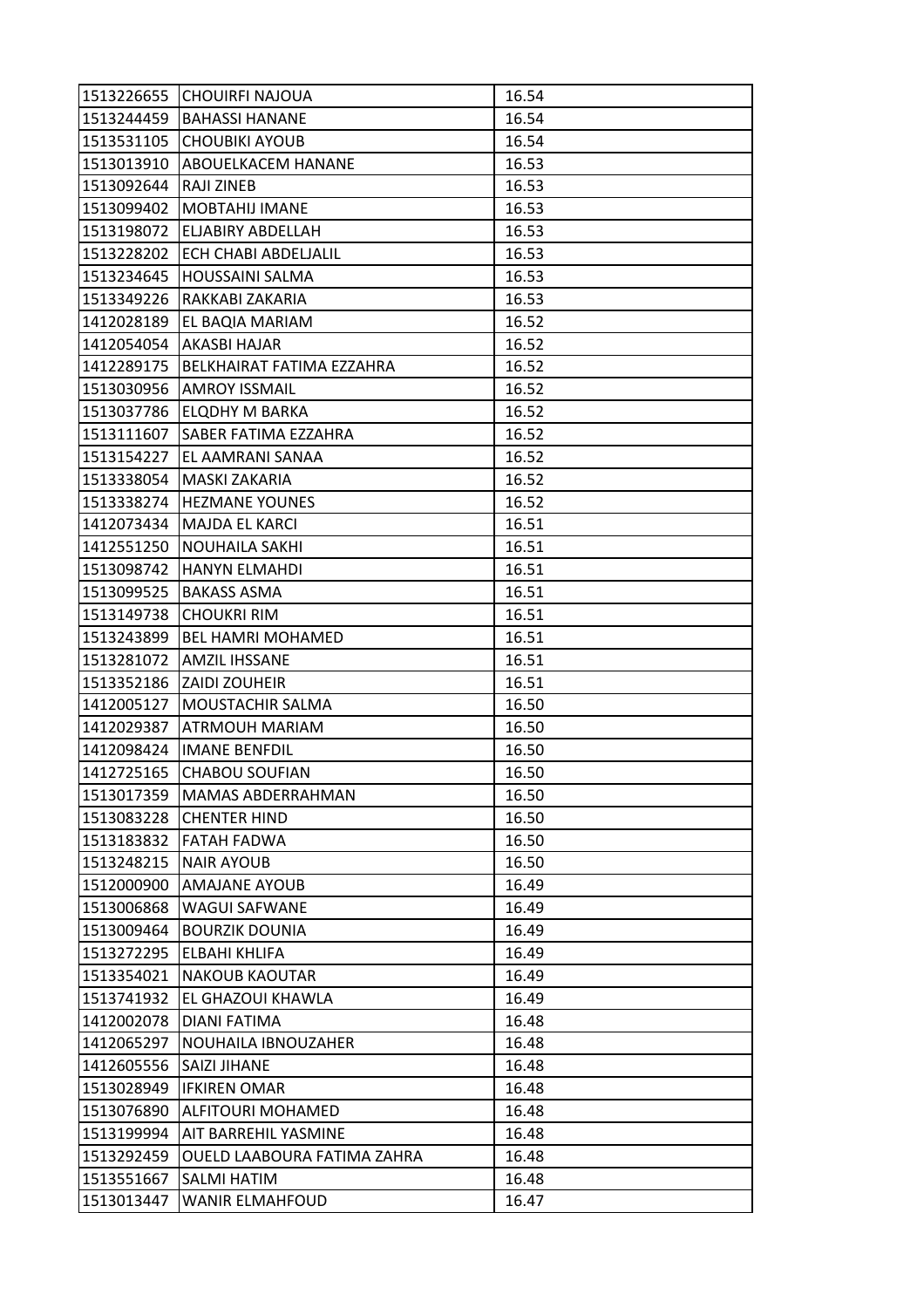| 1513226655 | CHOUIRFI NAJOUA | 16.54 |
|---|---|---|
| 1513244459 | BAHASSI HANANE | 16.54 |
| 1513531105 | CHOUBIKI AYOUB | 16.54 |
| 1513013910 | ABOUELKACEM HANANE | 16.53 |
| 1513092644 | RAJI ZINEB | 16.53 |
| 1513099402 | MOBTAHIJ IMANE | 16.53 |
| 1513198072 | ELJABIRY ABDELLAH | 16.53 |
| 1513228202 | ECH CHABI ABDELJALIL | 16.53 |
| 1513234645 | HOUSSAINI SALMA | 16.53 |
| 1513349226 | RAKKABI ZAKARIA | 16.53 |
| 1412028189 | EL BAQIA MARIAM | 16.52 |
| 1412054054 | AKASBI HAJAR | 16.52 |
| 1412289175 | BELKHAIRAT FATIMA EZZAHRA | 16.52 |
| 1513030956 | AMROY ISSMAIL | 16.52 |
| 1513037786 | ELQDHY M BARKA | 16.52 |
| 1513111607 | SABER FATIMA EZZAHRA | 16.52 |
| 1513154227 | EL AAMRANI SANAA | 16.52 |
| 1513338054 | MASKI ZAKARIA | 16.52 |
| 1513338274 | HEZMANE YOUNES | 16.52 |
| 1412073434 | MAJDA EL KARCI | 16.51 |
| 1412551250 | NOUHAILA SAKHI | 16.51 |
| 1513098742 | HANYN ELMAHDI | 16.51 |
| 1513099525 | BAKASS ASMA | 16.51 |
| 1513149738 | CHOUKRI RIM | 16.51 |
| 1513243899 | BEL HAMRI MOHAMED | 16.51 |
| 1513281072 | AMZIL IHSSANE | 16.51 |
| 1513352186 | ZAIDI ZOUHEIR | 16.51 |
| 1412005127 | MOUSTACHIR SALMA | 16.50 |
| 1412029387 | ATRMOUH MARIAM | 16.50 |
| 1412098424 | IMANE BENFDIL | 16.50 |
| 1412725165 | CHABOU SOUFIAN | 16.50 |
| 1513017359 | MAMAS ABDERRAHMAN | 16.50 |
| 1513083228 | CHENTER HIND | 16.50 |
| 1513183832 | FATAH FADWA | 16.50 |
| 1513248215 | NAIR AYOUB | 16.50 |
| 1512000900 | AMAJANE AYOUB | 16.49 |
| 1513006868 | WAGUI SAFWANE | 16.49 |
| 1513009464 | BOURZIK DOUNIA | 16.49 |
| 1513272295 | ELBAHI KHLIFA | 16.49 |
| 1513354021 | NAKOUB KAOUTAR | 16.49 |
| 1513741932 | EL GHAZOUI KHAWLA | 16.49 |
| 1412002078 | DIANI FATIMA | 16.48 |
| 1412065297 | NOUHAILA IBNOUZAHER | 16.48 |
| 1412605556 | SAIZI JIHANE | 16.48 |
| 1513028949 | IFKIREN OMAR | 16.48 |
| 1513076890 | ALFITOURI MOHAMED | 16.48 |
| 1513199994 | AIT BARREHIL YASMINE | 16.48 |
| 1513292459 | OUELD LAABOURA FATIMA ZAHRA | 16.48 |
| 1513551667 | SALMI HATIM | 16.48 |
| 1513013447 | WANIR ELMAHFOUD | 16.47 |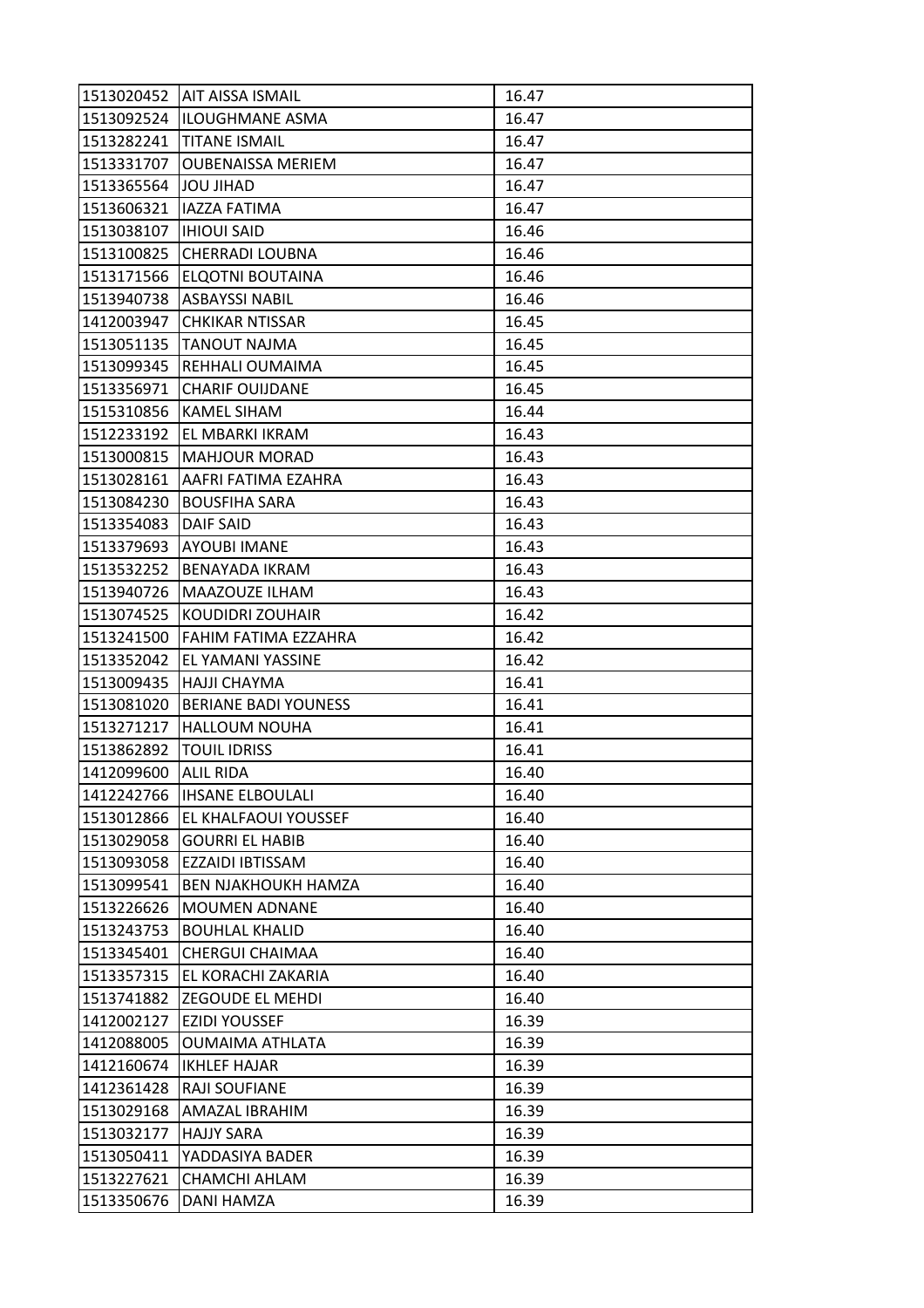| | | |
|---|---|---|
| 1513020452 | AIT AISSA ISMAIL | 16.47 |
| 1513092524 | ILOUGHMANE ASMA | 16.47 |
| 1513282241 | TITANE ISMAIL | 16.47 |
| 1513331707 | OUBENAISSA MERIEM | 16.47 |
| 1513365564 | JOU JIHAD | 16.47 |
| 1513606321 | IAZZA FATIMA | 16.47 |
| 1513038107 | IHIOUI SAID | 16.46 |
| 1513100825 | CHERRADI LOUBNA | 16.46 |
| 1513171566 | ELQOTNI BOUTAINA | 16.46 |
| 1513940738 | ASBAYSSI NABIL | 16.46 |
| 1412003947 | CHKIKAR NTISSAR | 16.45 |
| 1513051135 | TANOUT NAJMA | 16.45 |
| 1513099345 | REHHALI OUMAIMA | 16.45 |
| 1513356971 | CHARIF OUIJDANE | 16.45 |
| 1515310856 | KAMEL SIHAM | 16.44 |
| 1512233192 | EL MBARKI IKRAM | 16.43 |
| 1513000815 | MAHJOUR MORAD | 16.43 |
| 1513028161 | AAFRI FATIMA EZAHRA | 16.43 |
| 1513084230 | BOUSFIHA SARA | 16.43 |
| 1513354083 | DAIF SAID | 16.43 |
| 1513379693 | AYOUBI IMANE | 16.43 |
| 1513532252 | BENAYADA IKRAM | 16.43 |
| 1513940726 | MAAZOUZE ILHAM | 16.43 |
| 1513074525 | KOUDIDRI ZOUHAIR | 16.42 |
| 1513241500 | FAHIM FATIMA EZZAHRA | 16.42 |
| 1513352042 | EL YAMANI YASSINE | 16.42 |
| 1513009435 | HAJJI CHAYMA | 16.41 |
| 1513081020 | BERIANE BADI YOUNESS | 16.41 |
| 1513271217 | HALLOUM NOUHA | 16.41 |
| 1513862892 | TOUIL IDRISS | 16.41 |
| 1412099600 | ALIL RIDA | 16.40 |
| 1412242766 | IHSANE ELBOULALI | 16.40 |
| 1513012866 | EL KHALFAOUI YOUSSEF | 16.40 |
| 1513029058 | GOURRI EL HABIB | 16.40 |
| 1513093058 | EZZAIDI IBTISSAM | 16.40 |
| 1513099541 | BEN NJAKHOUKH HAMZA | 16.40 |
| 1513226626 | MOUMEN ADNANE | 16.40 |
| 1513243753 | BOUHLAL KHALID | 16.40 |
| 1513345401 | CHERGUI CHAIMAA | 16.40 |
| 1513357315 | EL KORACHI ZAKARIA | 16.40 |
| 1513741882 | ZEGOUDE EL MEHDI | 16.40 |
| 1412002127 | EZIDI YOUSSEF | 16.39 |
| 1412088005 | OUMAIMA ATHLATA | 16.39 |
| 1412160674 | IKHLEF HAJAR | 16.39 |
| 1412361428 | RAJI SOUFIANE | 16.39 |
| 1513029168 | AMAZAL IBRAHIM | 16.39 |
| 1513032177 | HAJJY SARA | 16.39 |
| 1513050411 | YADDASIYA BADER | 16.39 |
| 1513227621 | CHAMCHI AHLAM | 16.39 |
| 1513350676 | DANI HAMZA | 16.39 |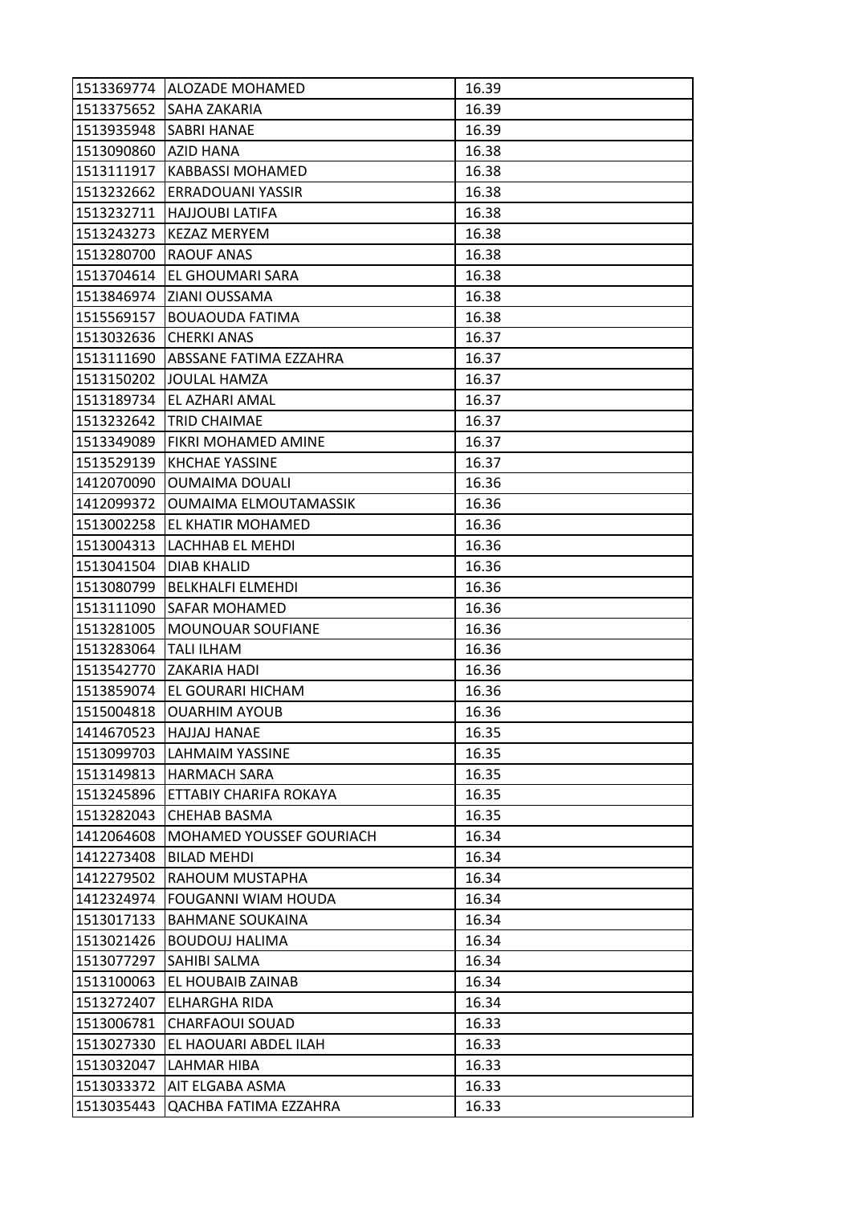| | | |
|---|---|---|
| 1513369774 | ALOZADE MOHAMED | 16.39 |
| 1513375652 | SAHA ZAKARIA | 16.39 |
| 1513935948 | SABRI HANAE | 16.39 |
| 1513090860 | AZID HANA | 16.38 |
| 1513111917 | KABBASSI MOHAMED | 16.38 |
| 1513232662 | ERRADOUANI YASSIR | 16.38 |
| 1513232711 | HAJJOUBI LATIFA | 16.38 |
| 1513243273 | KEZAZ MERYEM | 16.38 |
| 1513280700 | RAOUF ANAS | 16.38 |
| 1513704614 | EL GHOUMARI SARA | 16.38 |
| 1513846974 | ZIANI OUSSAMA | 16.38 |
| 1515569157 | BOUAOUDA FATIMA | 16.38 |
| 1513032636 | CHERKI ANAS | 16.37 |
| 1513111690 | ABSSANE FATIMA EZZAHRA | 16.37 |
| 1513150202 | JOULAL HAMZA | 16.37 |
| 1513189734 | EL AZHARI AMAL | 16.37 |
| 1513232642 | TRID CHAIMAE | 16.37 |
| 1513349089 | FIKRI MOHAMED AMINE | 16.37 |
| 1513529139 | KHCHAE YASSINE | 16.37 |
| 1412070090 | OUMAIMA DOUALI | 16.36 |
| 1412099372 | OUMAIMA ELMOUTAMASSIK | 16.36 |
| 1513002258 | EL KHATIR MOHAMED | 16.36 |
| 1513004313 | LACHHAB EL MEHDI | 16.36 |
| 1513041504 | DIAB KHALID | 16.36 |
| 1513080799 | BELKHALFI ELMEHDI | 16.36 |
| 1513111090 | SAFAR MOHAMED | 16.36 |
| 1513281005 | MOUNOUAR SOUFIANE | 16.36 |
| 1513283064 | TALI ILHAM | 16.36 |
| 1513542770 | ZAKARIA HADI | 16.36 |
| 1513859074 | EL GOURARI HICHAM | 16.36 |
| 1515004818 | OUARHIM AYOUB | 16.36 |
| 1414670523 | HAJJAJ HANAE | 16.35 |
| 1513099703 | LAHMAIM YASSINE | 16.35 |
| 1513149813 | HARMACH SARA | 16.35 |
| 1513245896 | ETTABIY CHARIFA ROKAYA | 16.35 |
| 1513282043 | CHEHAB BASMA | 16.35 |
| 1412064608 | MOHAMED YOUSSEF GOURIACH | 16.34 |
| 1412273408 | BILAD MEHDI | 16.34 |
| 1412279502 | RAHOUM MUSTAPHA | 16.34 |
| 1412324974 | FOUGANNI WIAM HOUDA | 16.34 |
| 1513017133 | BAHMANE SOUKAINA | 16.34 |
| 1513021426 | BOUDOUJ HALIMA | 16.34 |
| 1513077297 | SAHIBI SALMA | 16.34 |
| 1513100063 | EL HOUBAIB ZAINAB | 16.34 |
| 1513272407 | ELHARGHA RIDA | 16.34 |
| 1513006781 | CHARFAOUI SOUAD | 16.33 |
| 1513027330 | EL HAOUARI ABDEL ILAH | 16.33 |
| 1513032047 | LAHMAR HIBA | 16.33 |
| 1513033372 | AIT ELGABA ASMA | 16.33 |
| 1513035443 | QACHBA FATIMA EZZAHRA | 16.33 |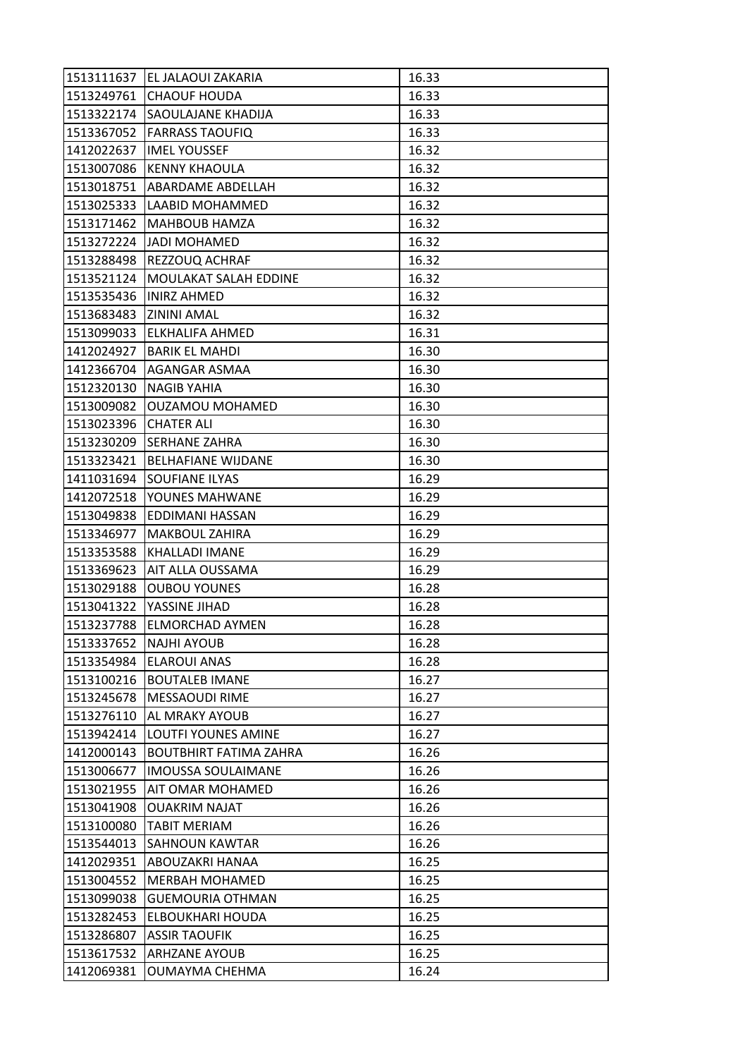| | | |
|---|---|---|
| 1513111637 | EL JALAOUI ZAKARIA | 16.33 |
| 1513249761 | CHAOUF HOUDA | 16.33 |
| 1513322174 | SAOULAJANE KHADIJA | 16.33 |
| 1513367052 | FARRASS TAOUFIQ | 16.33 |
| 1412022637 | IMEL YOUSSEF | 16.32 |
| 1513007086 | KENNY KHAOULA | 16.32 |
| 1513018751 | ABARDAME ABDELLAH | 16.32 |
| 1513025333 | LAABID MOHAMMED | 16.32 |
| 1513171462 | MAHBOUB HAMZA | 16.32 |
| 1513272224 | JADI MOHAMED | 16.32 |
| 1513288498 | REZZOUQ ACHRAF | 16.32 |
| 1513521124 | MOULAKAT SALAH EDDINE | 16.32 |
| 1513535436 | INIRZ AHMED | 16.32 |
| 1513683483 | ZININI AMAL | 16.32 |
| 1513099033 | ELKHALIFA AHMED | 16.31 |
| 1412024927 | BARIK EL MAHDI | 16.30 |
| 1412366704 | AGANGAR ASMAA | 16.30 |
| 1512320130 | NAGIB YAHIA | 16.30 |
| 1513009082 | OUZAMOU MOHAMED | 16.30 |
| 1513023396 | CHATER ALI | 16.30 |
| 1513230209 | SERHANE ZAHRA | 16.30 |
| 1513323421 | BELHAFIANE WIJDANE | 16.30 |
| 1411031694 | SOUFIANE ILYAS | 16.29 |
| 1412072518 | YOUNES MAHWANE | 16.29 |
| 1513049838 | EDDIMANI HASSAN | 16.29 |
| 1513346977 | MAKBOUL ZAHIRA | 16.29 |
| 1513353588 | KHALLADI IMANE | 16.29 |
| 1513369623 | AIT ALLA OUSSAMA | 16.29 |
| 1513029188 | OUBOU YOUNES | 16.28 |
| 1513041322 | YASSINE JIHAD | 16.28 |
| 1513237788 | ELMORCHAD AYMEN | 16.28 |
| 1513337652 | NAJHI AYOUB | 16.28 |
| 1513354984 | ELAROUI ANAS | 16.28 |
| 1513100216 | BOUTALEB IMANE | 16.27 |
| 1513245678 | MESSAOUDI RIME | 16.27 |
| 1513276110 | AL MRAKY AYOUB | 16.27 |
| 1513942414 | LOUTFI YOUNES AMINE | 16.27 |
| 1412000143 | BOUTBHIRT FATIMA ZAHRA | 16.26 |
| 1513006677 | IMOUSSA SOULAIMANE | 16.26 |
| 1513021955 | AIT OMAR MOHAMED | 16.26 |
| 1513041908 | OUAKRIM NAJAT | 16.26 |
| 1513100080 | TABIT MERIAM | 16.26 |
| 1513544013 | SAHNOUN KAWTAR | 16.26 |
| 1412029351 | ABOUZAKRI HANAA | 16.25 |
| 1513004552 | MERBAH MOHAMED | 16.25 |
| 1513099038 | GUEMOURIA OTHMAN | 16.25 |
| 1513282453 | ELBOUKHARI HOUDA | 16.25 |
| 1513286807 | ASSIR TAOUFIK | 16.25 |
| 1513617532 | ARHZANE AYOUB | 16.25 |
| 1412069381 | OUMAYMA CHEHMA | 16.24 |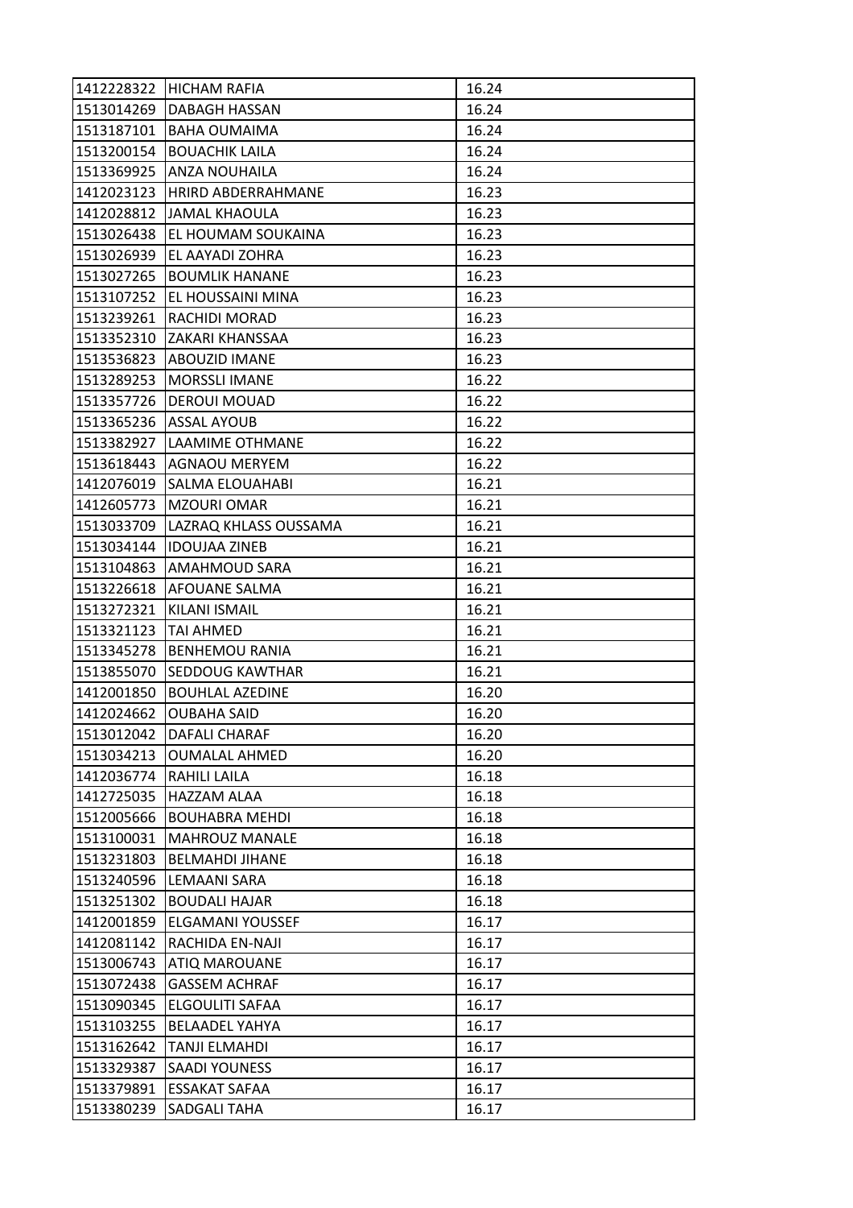| 1412228322 | HICHAM RAFIA | 16.24 |
|---|---|---|
| 1513014269 | DABAGH HASSAN | 16.24 |
| 1513187101 | BAHA OUMAIMA | 16.24 |
| 1513200154 | BOUACHIK LAILA | 16.24 |
| 1513369925 | ANZA NOUHAILA | 16.24 |
| 1412023123 | HRIRD ABDERRAHMANE | 16.23 |
| 1412028812 | JAMAL KHAOULA | 16.23 |
| 1513026438 | EL HOUMAM SOUKAINA | 16.23 |
| 1513026939 | EL AAYADI ZOHRA | 16.23 |
| 1513027265 | BOUMLIK HANANE | 16.23 |
| 1513107252 | EL HOUSSAINI MINA | 16.23 |
| 1513239261 | RACHIDI MORAD | 16.23 |
| 1513352310 | ZAKARI KHANSSAA | 16.23 |
| 1513536823 | ABOUZID IMANE | 16.23 |
| 1513289253 | MORSSLI IMANE | 16.22 |
| 1513357726 | DEROUI MOUAD | 16.22 |
| 1513365236 | ASSAL AYOUB | 16.22 |
| 1513382927 | LAAMIME OTHMANE | 16.22 |
| 1513618443 | AGNAOU MERYEM | 16.22 |
| 1412076019 | SALMA ELOUAHABI | 16.21 |
| 1412605773 | MZOURI OMAR | 16.21 |
| 1513033709 | LAZRAQ KHLASS OUSSAMA | 16.21 |
| 1513034144 | IDOUJAA ZINEB | 16.21 |
| 1513104863 | AMAHMOUD SARA | 16.21 |
| 1513226618 | AFOUANE SALMA | 16.21 |
| 1513272321 | KILANI ISMAIL | 16.21 |
| 1513321123 | TAI AHMED | 16.21 |
| 1513345278 | BENHEMOU RANIA | 16.21 |
| 1513855070 | SEDDOUG KAWTHAR | 16.21 |
| 1412001850 | BOUHLAL AZEDINE | 16.20 |
| 1412024662 | OUBAHA SAID | 16.20 |
| 1513012042 | DAFALI CHARAF | 16.20 |
| 1513034213 | OUMALAL AHMED | 16.20 |
| 1412036774 | RAHILI LAILA | 16.18 |
| 1412725035 | HAZZAM ALAA | 16.18 |
| 1512005666 | BOUHABRA MEHDI | 16.18 |
| 1513100031 | MAHROUZ MANALE | 16.18 |
| 1513231803 | BELMAHDI JIHANE | 16.18 |
| 1513240596 | LEMAANI SARA | 16.18 |
| 1513251302 | BOUDALI HAJAR | 16.18 |
| 1412001859 | ELGAMANI YOUSSEF | 16.17 |
| 1412081142 | RACHIDA EN-NAJI | 16.17 |
| 1513006743 | ATIQ MAROUANE | 16.17 |
| 1513072438 | GASSEM ACHRAF | 16.17 |
| 1513090345 | ELGOULITI SAFAA | 16.17 |
| 1513103255 | BELAADEL YAHYA | 16.17 |
| 1513162642 | TANJI ELMAHDI | 16.17 |
| 1513329387 | SAADI YOUNESS | 16.17 |
| 1513379891 | ESSAKAT SAFAA | 16.17 |
| 1513380239 | SADGALI TAHA | 16.17 |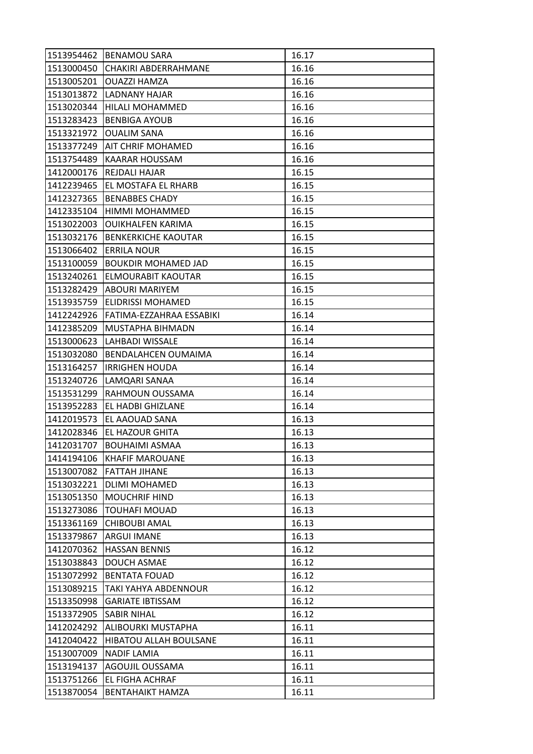| 1513954462 | BENAMOU SARA | 16.17 |
|---|---|---|
| 1513000450 | CHAKIRI ABDERRAHMANE | 16.16 |
| 1513005201 | OUAZZI HAMZA | 16.16 |
| 1513013872 | LADNANY HAJAR | 16.16 |
| 1513020344 | HILALI MOHAMMED | 16.16 |
| 1513283423 | BENBIGA AYOUB | 16.16 |
| 1513321972 | OUALIM SANA | 16.16 |
| 1513377249 | AIT CHRIF MOHAMED | 16.16 |
| 1513754489 | KAARAR HOUSSAM | 16.16 |
| 1412000176 | REJDALI HAJAR | 16.15 |
| 1412239465 | EL MOSTAFA EL RHARB | 16.15 |
| 1412327365 | BENABBES CHADY | 16.15 |
| 1412335104 | HIMMI MOHAMMED | 16.15 |
| 1513022003 | OUIKHALFEN KARIMA | 16.15 |
| 1513032176 | BENKERKICHE KAOUTAR | 16.15 |
| 1513066402 | ERRILA NOUR | 16.15 |
| 1513100059 | BOUKDIR MOHAMED JAD | 16.15 |
| 1513240261 | ELMOURABIT KAOUTAR | 16.15 |
| 1513282429 | ABOURI MARIYEM | 16.15 |
| 1513935759 | ELIDRISSI MOHAMED | 16.15 |
| 1412242926 | FATIMA-EZZAHRAA ESSABIKI | 16.14 |
| 1412385209 | MUSTAPHA BIHMADN | 16.14 |
| 1513000623 | LAHBADI WISSALE | 16.14 |
| 1513032080 | BENDALAHCEN OUMAIMA | 16.14 |
| 1513164257 | IRRIGHEN HOUDA | 16.14 |
| 1513240726 | LAMQARI SANAA | 16.14 |
| 1513531299 | RAHMOUN OUSSAMA | 16.14 |
| 1513952283 | EL HADBI GHIZLANE | 16.14 |
| 1412019573 | EL AAOUAD SANA | 16.13 |
| 1412028346 | EL HAZOUR GHITA | 16.13 |
| 1412031707 | BOUHAIMI ASMAA | 16.13 |
| 1414194106 | KHAFIF MAROUANE | 16.13 |
| 1513007082 | FATTAH JIHANE | 16.13 |
| 1513032221 | DLIMI MOHAMED | 16.13 |
| 1513051350 | MOUCHRIF HIND | 16.13 |
| 1513273086 | TOUHAFI MOUAD | 16.13 |
| 1513361169 | CHIBOUBI AMAL | 16.13 |
| 1513379867 | ARGUI IMANE | 16.13 |
| 1412070362 | HASSAN BENNIS | 16.12 |
| 1513038843 | DOUCH ASMAE | 16.12 |
| 1513072992 | BENTATA FOUAD | 16.12 |
| 1513089215 | TAKI YAHYA ABDENNOUR | 16.12 |
| 1513350998 | GARIATE IBTISSAM | 16.12 |
| 1513372905 | SABIR NIHAL | 16.12 |
| 1412024292 | ALIBOURKI MUSTAPHA | 16.11 |
| 1412040422 | HIBATOU ALLAH BOULSANE | 16.11 |
| 1513007009 | NADIF LAMIA | 16.11 |
| 1513194137 | AGOUJIL OUSSAMA | 16.11 |
| 1513751266 | EL FIGHA ACHRAF | 16.11 |
| 1513870054 | BENTAHAIKT HAMZA | 16.11 |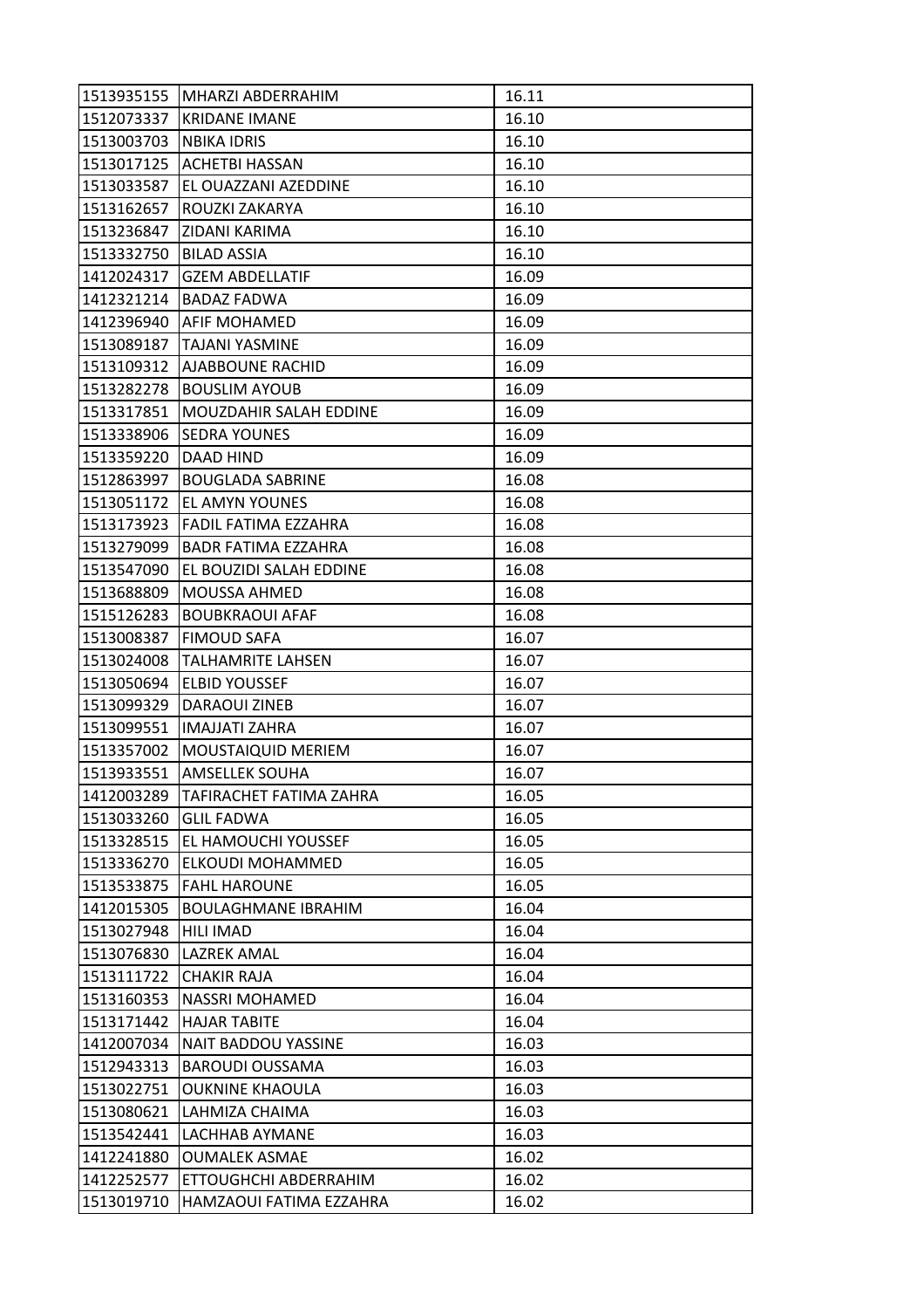| 1513935155 | MHARZI ABDERRAHIM | 16.11 |
|---|---|---|
| 1512073337 | KRIDANE IMANE | 16.10 |
| 1513003703 | NBIKA IDRIS | 16.10 |
| 1513017125 | ACHETBI HASSAN | 16.10 |
| 1513033587 | EL OUAZZANI AZEDDINE | 16.10 |
| 1513162657 | ROUZKI ZAKARYA | 16.10 |
| 1513236847 | ZIDANI KARIMA | 16.10 |
| 1513332750 | BILAD ASSIA | 16.10 |
| 1412024317 | GZEM ABDELLATIF | 16.09 |
| 1412321214 | BADAZ FADWA | 16.09 |
| 1412396940 | AFIF MOHAMED | 16.09 |
| 1513089187 | TAJANI YASMINE | 16.09 |
| 1513109312 | AJABBOUNE RACHID | 16.09 |
| 1513282278 | BOUSLIM AYOUB | 16.09 |
| 1513317851 | MOUZDAHIR SALAH EDDINE | 16.09 |
| 1513338906 | SEDRA YOUNES | 16.09 |
| 1513359220 | DAAD HIND | 16.09 |
| 1512863997 | BOUGLADA SABRINE | 16.08 |
| 1513051172 | EL AMYN YOUNES | 16.08 |
| 1513173923 | FADIL FATIMA EZZAHRA | 16.08 |
| 1513279099 | BADR FATIMA EZZAHRA | 16.08 |
| 1513547090 | EL BOUZIDI SALAH EDDINE | 16.08 |
| 1513688809 | MOUSSA AHMED | 16.08 |
| 1515126283 | BOUBKRAOUI AFAF | 16.08 |
| 1513008387 | FIMOUD SAFA | 16.07 |
| 1513024008 | TALHAMRITE LAHSEN | 16.07 |
| 1513050694 | ELBID YOUSSEF | 16.07 |
| 1513099329 | DARAOUI ZINEB | 16.07 |
| 1513099551 | IMAJJATI ZAHRA | 16.07 |
| 1513357002 | MOUSTAIQUID MERIEM | 16.07 |
| 1513933551 | AMSELLEK SOUHA | 16.07 |
| 1412003289 | TAFIRACHET FATIMA ZAHRA | 16.05 |
| 1513033260 | GLIL FADWA | 16.05 |
| 1513328515 | EL HAMOUCHI YOUSSEF | 16.05 |
| 1513336270 | ELKOUDI MOHAMMED | 16.05 |
| 1513533875 | FAHL HAROUNE | 16.05 |
| 1412015305 | BOULAGHMANE IBRAHIM | 16.04 |
| 1513027948 | HILI IMAD | 16.04 |
| 1513076830 | LAZREK AMAL | 16.04 |
| 1513111722 | CHAKIR RAJA | 16.04 |
| 1513160353 | NASSRI MOHAMED | 16.04 |
| 1513171442 | HAJAR TABITE | 16.04 |
| 1412007034 | NAIT BADDOU YASSINE | 16.03 |
| 1512943313 | BAROUDI OUSSAMA | 16.03 |
| 1513022751 | OUKNINE KHAOULA | 16.03 |
| 1513080621 | LAHMIZA CHAIMA | 16.03 |
| 1513542441 | LACHHAB AYMANE | 16.03 |
| 1412241880 | OUMALEK ASMAE | 16.02 |
| 1412252577 | ETTOUGHCHI ABDERRAHIM | 16.02 |
| 1513019710 | HAMZAOUI FATIMA EZZAHRA | 16.02 |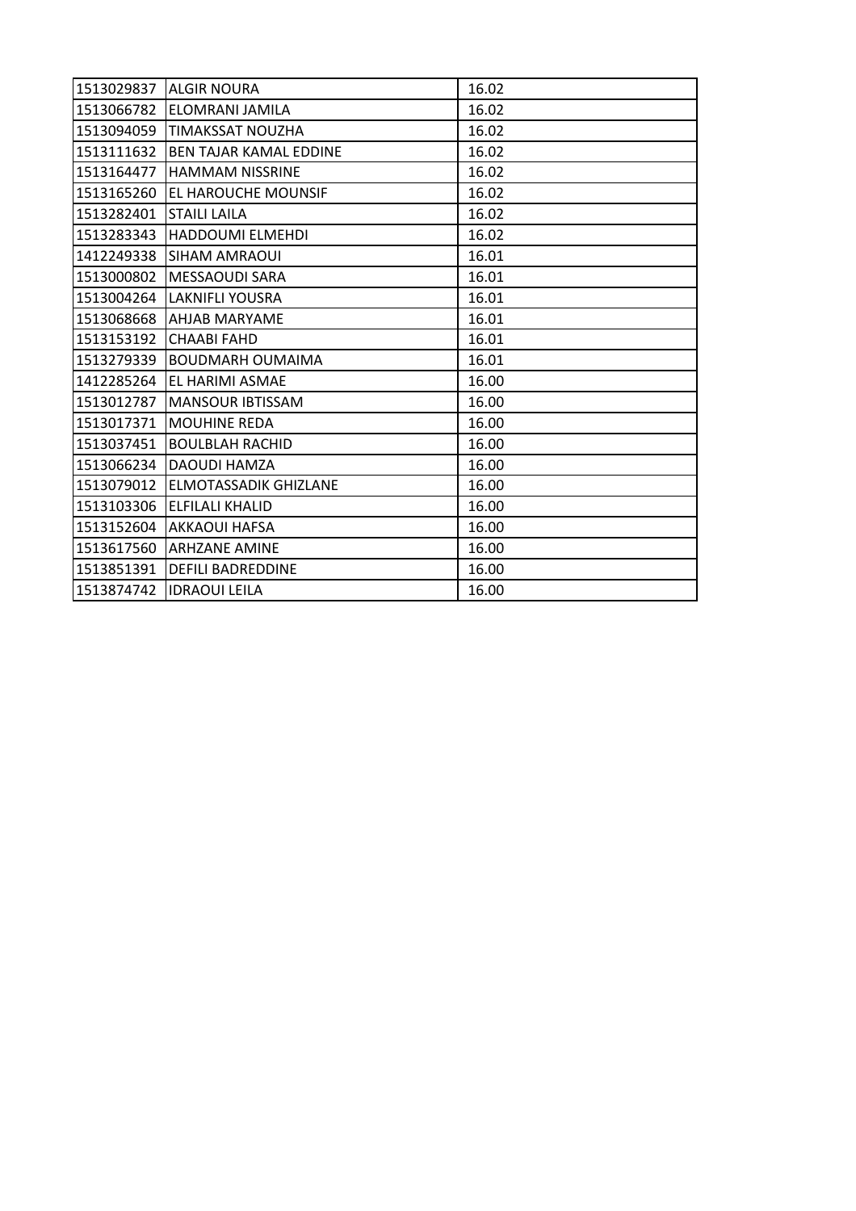| | | |
|---|---|---|
| 1513029837 | ALGIR NOURA | 16.02 |
| 1513066782 | ELOMRANI JAMILA | 16.02 |
| 1513094059 | TIMAKSSAT NOUZHA | 16.02 |
| 1513111632 | BEN TAJAR KAMAL EDDINE | 16.02 |
| 1513164477 | HAMMAM NISSRINE | 16.02 |
| 1513165260 | EL HAROUCHE MOUNSIF | 16.02 |
| 1513282401 | STAILI LAILA | 16.02 |
| 1513283343 | HADDOUMI ELMEHDI | 16.02 |
| 1412249338 | SIHAM AMRAOUI | 16.01 |
| 1513000802 | MESSAOUDI SARA | 16.01 |
| 1513004264 | LAKNIFLI YOUSRA | 16.01 |
| 1513068668 | AHJAB MARYAME | 16.01 |
| 1513153192 | CHAABI FAHD | 16.01 |
| 1513279339 | BOUDMARH OUMAIMA | 16.01 |
| 1412285264 | EL HARIMI ASMAE | 16.00 |
| 1513012787 | MANSOUR IBTISSAM | 16.00 |
| 1513017371 | MOUHINE REDA | 16.00 |
| 1513037451 | BOULBLAH RACHID | 16.00 |
| 1513066234 | DAOUDI HAMZA | 16.00 |
| 1513079012 | ELMOTASSADIK GHIZLANE | 16.00 |
| 1513103306 | ELFILALI KHALID | 16.00 |
| 1513152604 | AKKAOUI HAFSA | 16.00 |
| 1513617560 | ARHZANE AMINE | 16.00 |
| 1513851391 | DEFILI BADREDDINE | 16.00 |
| 1513874742 | IDRAOUI LEILA | 16.00 |